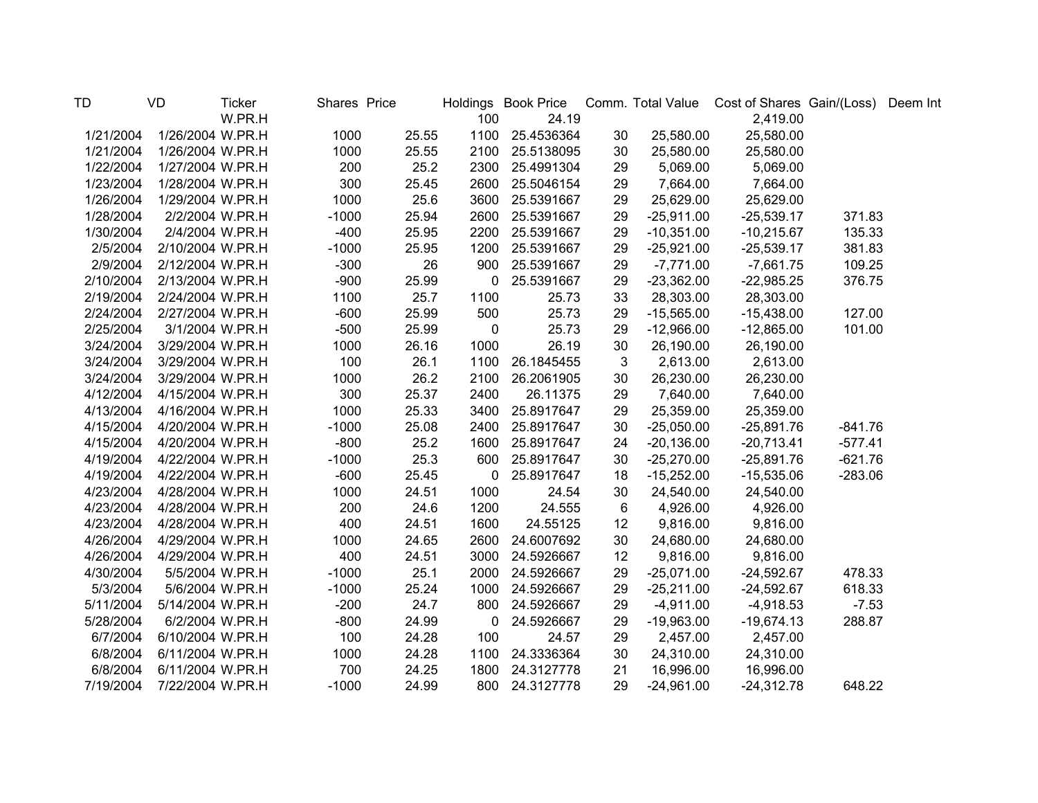| TD | VD | Ticker | Shares | Price | Holdings | Book Price | Comm. | Total Value | Cost of Shares | Gain/(Loss) | Deem Int |
|---|---|---|---|---|---|---|---|---|---|---|---|
| | | W.PR.H | | | 100 | 24.19 | | | 2,419.00 | | |
| 1/21/2004 | 1/26/2004 | W.PR.H | 1000 | 25.55 | 1100 | 25.4536364 | 30 | 25,580.00 | 25,580.00 | | |
| 1/21/2004 | 1/26/2004 | W.PR.H | 1000 | 25.55 | 2100 | 25.5138095 | 30 | 25,580.00 | 25,580.00 | | |
| 1/22/2004 | 1/27/2004 | W.PR.H | 200 | 25.2 | 2300 | 25.4991304 | 29 | 5,069.00 | 5,069.00 | | |
| 1/23/2004 | 1/28/2004 | W.PR.H | 300 | 25.45 | 2600 | 25.5046154 | 29 | 7,664.00 | 7,664.00 | | |
| 1/26/2004 | 1/29/2004 | W.PR.H | 1000 | 25.6 | 3600 | 25.5391667 | 29 | 25,629.00 | 25,629.00 | | |
| 1/28/2004 | 2/2/2004 | W.PR.H | -1000 | 25.94 | 2600 | 25.5391667 | 29 | -25,911.00 | -25,539.17 | 371.83 | |
| 1/30/2004 | 2/4/2004 | W.PR.H | -400 | 25.95 | 2200 | 25.5391667 | 29 | -10,351.00 | -10,215.67 | 135.33 | |
| 2/5/2004 | 2/10/2004 | W.PR.H | -1000 | 25.95 | 1200 | 25.5391667 | 29 | -25,921.00 | -25,539.17 | 381.83 | |
| 2/9/2004 | 2/12/2004 | W.PR.H | -300 | 26 | 900 | 25.5391667 | 29 | -7,771.00 | -7,661.75 | 109.25 | |
| 2/10/2004 | 2/13/2004 | W.PR.H | -900 | 25.99 | 0 | 25.5391667 | 29 | -23,362.00 | -22,985.25 | 376.75 | |
| 2/19/2004 | 2/24/2004 | W.PR.H | 1100 | 25.7 | 1100 | 25.73 | 33 | 28,303.00 | 28,303.00 | | |
| 2/24/2004 | 2/27/2004 | W.PR.H | -600 | 25.99 | 500 | 25.73 | 29 | -15,565.00 | -15,438.00 | 127.00 | |
| 2/25/2004 | 3/1/2004 | W.PR.H | -500 | 25.99 | 0 | 25.73 | 29 | -12,966.00 | -12,865.00 | 101.00 | |
| 3/24/2004 | 3/29/2004 | W.PR.H | 1000 | 26.16 | 1000 | 26.19 | 30 | 26,190.00 | 26,190.00 | | |
| 3/24/2004 | 3/29/2004 | W.PR.H | 100 | 26.1 | 1100 | 26.1845455 | 3 | 2,613.00 | 2,613.00 | | |
| 3/24/2004 | 3/29/2004 | W.PR.H | 1000 | 26.2 | 2100 | 26.2061905 | 30 | 26,230.00 | 26,230.00 | | |
| 4/12/2004 | 4/15/2004 | W.PR.H | 300 | 25.37 | 2400 | 26.11375 | 29 | 7,640.00 | 7,640.00 | | |
| 4/13/2004 | 4/16/2004 | W.PR.H | 1000 | 25.33 | 3400 | 25.8917647 | 29 | 25,359.00 | 25,359.00 | | |
| 4/15/2004 | 4/20/2004 | W.PR.H | -1000 | 25.08 | 2400 | 25.8917647 | 30 | -25,050.00 | -25,891.76 | -841.76 | |
| 4/15/2004 | 4/20/2004 | W.PR.H | -800 | 25.2 | 1600 | 25.8917647 | 24 | -20,136.00 | -20,713.41 | -577.41 | |
| 4/19/2004 | 4/22/2004 | W.PR.H | -1000 | 25.3 | 600 | 25.8917647 | 30 | -25,270.00 | -25,891.76 | -621.76 | |
| 4/19/2004 | 4/22/2004 | W.PR.H | -600 | 25.45 | 0 | 25.8917647 | 18 | -15,252.00 | -15,535.06 | -283.06 | |
| 4/23/2004 | 4/28/2004 | W.PR.H | 1000 | 24.51 | 1000 | 24.54 | 30 | 24,540.00 | 24,540.00 | | |
| 4/23/2004 | 4/28/2004 | W.PR.H | 200 | 24.6 | 1200 | 24.555 | 6 | 4,926.00 | 4,926.00 | | |
| 4/23/2004 | 4/28/2004 | W.PR.H | 400 | 24.51 | 1600 | 24.55125 | 12 | 9,816.00 | 9,816.00 | | |
| 4/26/2004 | 4/29/2004 | W.PR.H | 1000 | 24.65 | 2600 | 24.6007692 | 30 | 24,680.00 | 24,680.00 | | |
| 4/26/2004 | 4/29/2004 | W.PR.H | 400 | 24.51 | 3000 | 24.5926667 | 12 | 9,816.00 | 9,816.00 | | |
| 4/30/2004 | 5/5/2004 | W.PR.H | -1000 | 25.1 | 2000 | 24.5926667 | 29 | -25,071.00 | -24,592.67 | 478.33 | |
| 5/3/2004 | 5/6/2004 | W.PR.H | -1000 | 25.24 | 1000 | 24.5926667 | 29 | -25,211.00 | -24,592.67 | 618.33 | |
| 5/11/2004 | 5/14/2004 | W.PR.H | -200 | 24.7 | 800 | 24.5926667 | 29 | -4,911.00 | -4,918.53 | -7.53 | |
| 5/28/2004 | 6/2/2004 | W.PR.H | -800 | 24.99 | 0 | 24.5926667 | 29 | -19,963.00 | -19,674.13 | 288.87 | |
| 6/7/2004 | 6/10/2004 | W.PR.H | 100 | 24.28 | 100 | 24.57 | 29 | 2,457.00 | 2,457.00 | | |
| 6/8/2004 | 6/11/2004 | W.PR.H | 1000 | 24.28 | 1100 | 24.3336364 | 30 | 24,310.00 | 24,310.00 | | |
| 6/8/2004 | 6/11/2004 | W.PR.H | 700 | 24.25 | 1800 | 24.3127778 | 21 | 16,996.00 | 16,996.00 | | |
| 7/19/2004 | 7/22/2004 | W.PR.H | -1000 | 24.99 | 800 | 24.3127778 | 29 | -24,961.00 | -24,312.78 | 648.22 | |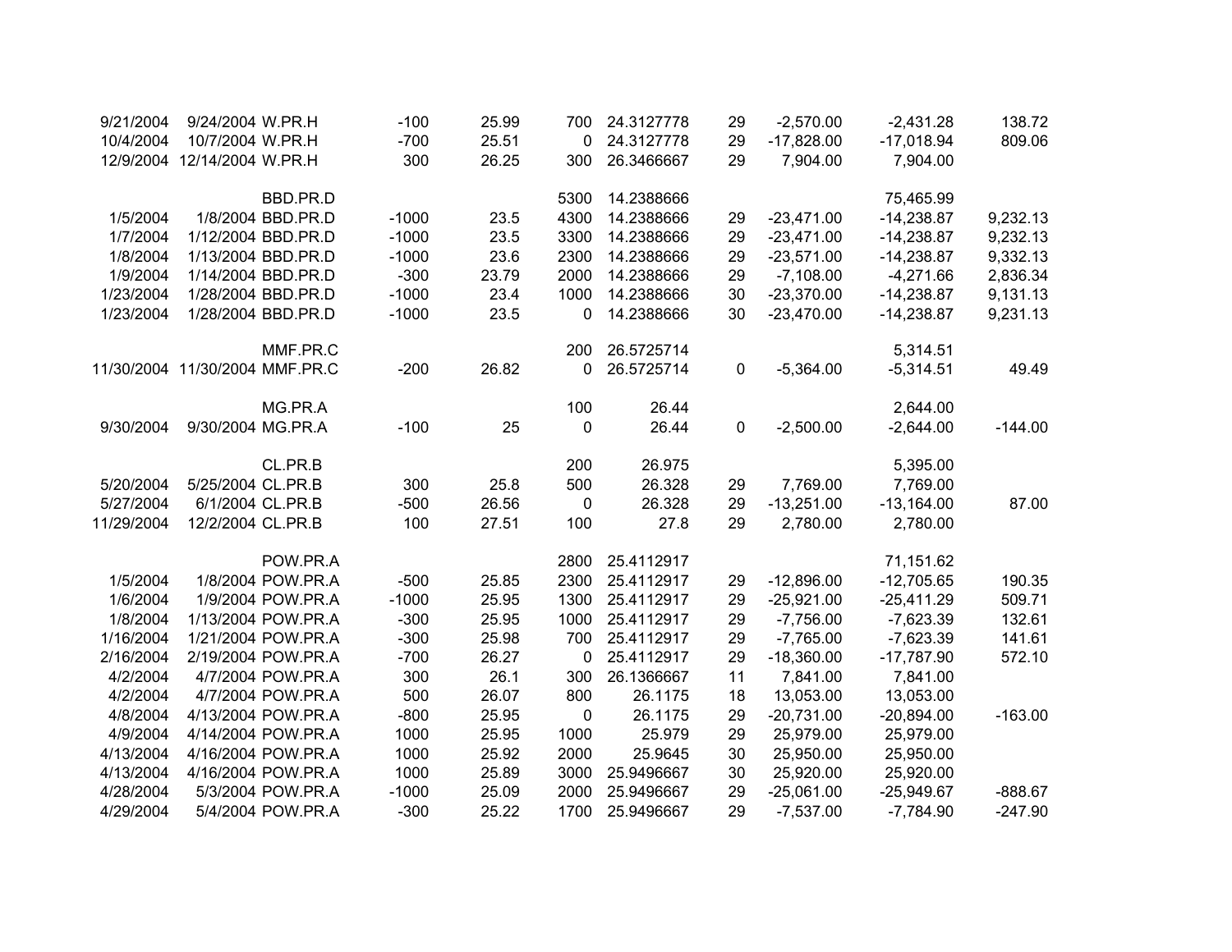| | | | | | | | | | | |
|---|---|---|---|---|---|---|---|---|---|---|
| 9/21/2004 | 9/24/2004 | W.PR.H | -100 | 25.99 | 700 | 24.3127778 | 29 | -2,570.00 | -2,431.28 | 138.72 |
| 10/4/2004 | 10/7/2004 | W.PR.H | -700 | 25.51 | 0 | 24.3127778 | 29 | -17,828.00 | -17,018.94 | 809.06 |
| 12/9/2004 | 12/14/2004 | W.PR.H | 300 | 26.25 | 300 | 26.3466667 | 29 | 7,904.00 | 7,904.00 | |
| | | | | | | | | | | |
| | | BBD.PR.D | | | 5300 | 14.2388666 | | | 75,465.99 | |
| 1/5/2004 | 1/8/2004 | BBD.PR.D | -1000 | 23.5 | 4300 | 14.2388666 | 29 | -23,471.00 | -14,238.87 | 9,232.13 |
| 1/7/2004 | 1/12/2004 | BBD.PR.D | -1000 | 23.5 | 3300 | 14.2388666 | 29 | -23,471.00 | -14,238.87 | 9,232.13 |
| 1/8/2004 | 1/13/2004 | BBD.PR.D | -1000 | 23.6 | 2300 | 14.2388666 | 29 | -23,571.00 | -14,238.87 | 9,332.13 |
| 1/9/2004 | 1/14/2004 | BBD.PR.D | -300 | 23.79 | 2000 | 14.2388666 | 29 | -7,108.00 | -4,271.66 | 2,836.34 |
| 1/23/2004 | 1/28/2004 | BBD.PR.D | -1000 | 23.4 | 1000 | 14.2388666 | 30 | -23,370.00 | -14,238.87 | 9,131.13 |
| 1/23/2004 | 1/28/2004 | BBD.PR.D | -1000 | 23.5 | 0 | 14.2388666 | 30 | -23,470.00 | -14,238.87 | 9,231.13 |
| | | | | | | | | | | |
| | | MMF.PR.C | | | 200 | 26.5725714 | | | 5,314.51 | |
| 11/30/2004 | 11/30/2004 | MMF.PR.C | -200 | 26.82 | 0 | 26.5725714 | 0 | -5,364.00 | -5,314.51 | 49.49 |
| | | | | | | | | | | |
| | | MG.PR.A | | | 100 | 26.44 | | | 2,644.00 | |
| 9/30/2004 | 9/30/2004 | MG.PR.A | -100 | 25 | 0 | 26.44 | 0 | -2,500.00 | -2,644.00 | -144.00 |
| | | | | | | | | | | |
| | | CL.PR.B | | | 200 | 26.975 | | | 5,395.00 | |
| 5/20/2004 | 5/25/2004 | CL.PR.B | 300 | 25.8 | 500 | 26.328 | 29 | 7,769.00 | 7,769.00 | |
| 5/27/2004 | 6/1/2004 | CL.PR.B | -500 | 26.56 | 0 | 26.328 | 29 | -13,251.00 | -13,164.00 | 87.00 |
| 11/29/2004 | 12/2/2004 | CL.PR.B | 100 | 27.51 | 100 | 27.8 | 29 | 2,780.00 | 2,780.00 | |
| | | | | | | | | | | |
| | | POW.PR.A | | | 2800 | 25.4112917 | | | 71,151.62 | |
| 1/5/2004 | 1/8/2004 | POW.PR.A | -500 | 25.85 | 2300 | 25.4112917 | 29 | -12,896.00 | -12,705.65 | 190.35 |
| 1/6/2004 | 1/9/2004 | POW.PR.A | -1000 | 25.95 | 1300 | 25.4112917 | 29 | -25,921.00 | -25,411.29 | 509.71 |
| 1/8/2004 | 1/13/2004 | POW.PR.A | -300 | 25.95 | 1000 | 25.4112917 | 29 | -7,756.00 | -7,623.39 | 132.61 |
| 1/16/2004 | 1/21/2004 | POW.PR.A | -300 | 25.98 | 700 | 25.4112917 | 29 | -7,765.00 | -7,623.39 | 141.61 |
| 2/16/2004 | 2/19/2004 | POW.PR.A | -700 | 26.27 | 0 | 25.4112917 | 29 | -18,360.00 | -17,787.90 | 572.10 |
| 4/2/2004 | 4/7/2004 | POW.PR.A | 300 | 26.1 | 300 | 26.1366667 | 11 | 7,841.00 | 7,841.00 | |
| 4/2/2004 | 4/7/2004 | POW.PR.A | 500 | 26.07 | 800 | 26.1175 | 18 | 13,053.00 | 13,053.00 | |
| 4/8/2004 | 4/13/2004 | POW.PR.A | -800 | 25.95 | 0 | 26.1175 | 29 | -20,731.00 | -20,894.00 | -163.00 |
| 4/9/2004 | 4/14/2004 | POW.PR.A | 1000 | 25.95 | 1000 | 25.979 | 29 | 25,979.00 | 25,979.00 | |
| 4/13/2004 | 4/16/2004 | POW.PR.A | 1000 | 25.92 | 2000 | 25.9645 | 30 | 25,950.00 | 25,950.00 | |
| 4/13/2004 | 4/16/2004 | POW.PR.A | 1000 | 25.89 | 3000 | 25.9496667 | 30 | 25,920.00 | 25,920.00 | |
| 4/28/2004 | 5/3/2004 | POW.PR.A | -1000 | 25.09 | 2000 | 25.9496667 | 29 | -25,061.00 | -25,949.67 | -888.67 |
| 4/29/2004 | 5/4/2004 | POW.PR.A | -300 | 25.22 | 1700 | 25.9496667 | 29 | -7,537.00 | -7,784.90 | -247.90 |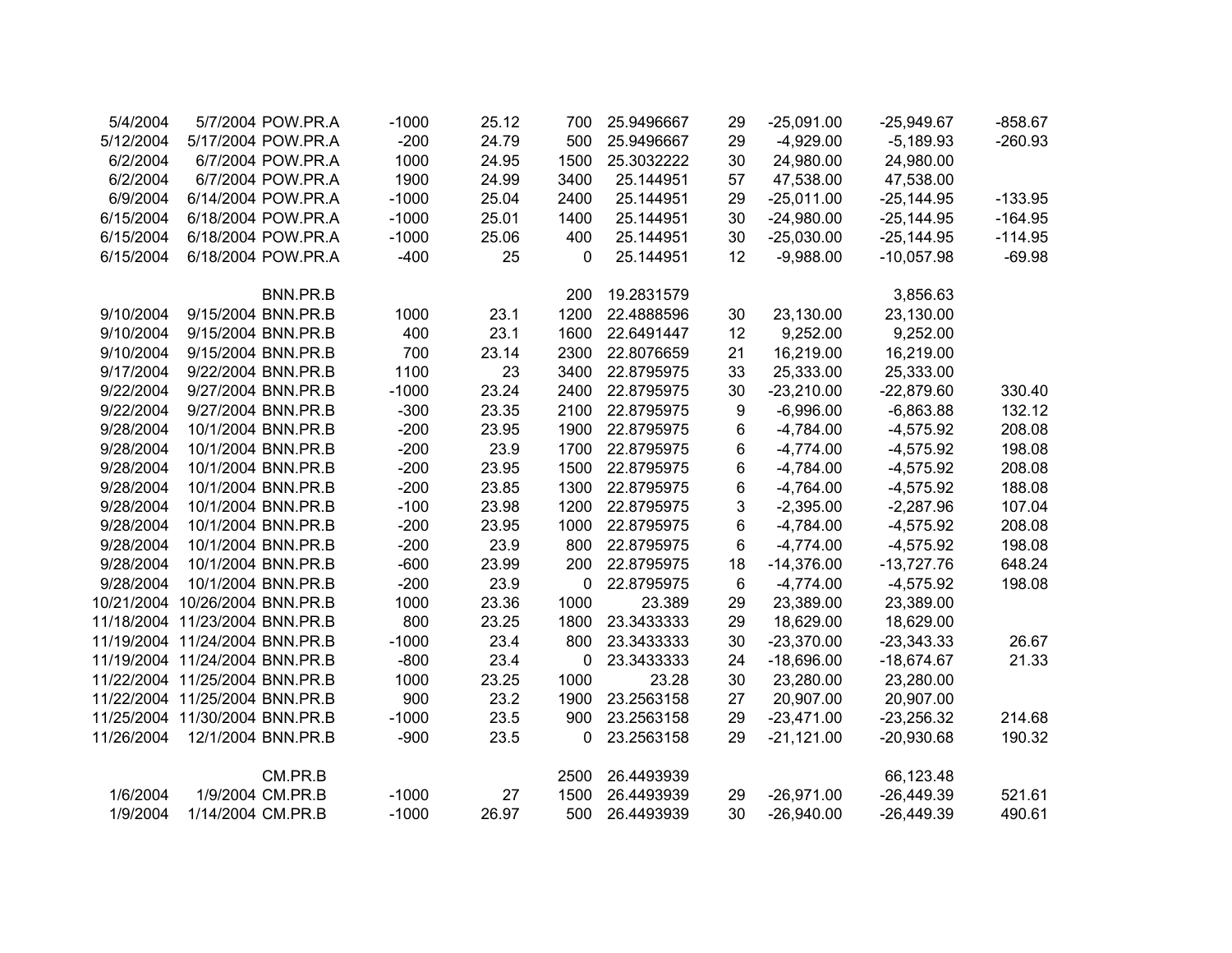| | | | | | | | | | | |
|---|---|---|---|---|---|---|---|---|---|---|
| 5/4/2004 | 5/7/2004 | POW.PR.A | -1000 | 25.12 | 700 | 25.9496667 | 29 | -25,091.00 | -25,949.67 | -858.67 |
| 5/12/2004 | 5/17/2004 | POW.PR.A | -200 | 24.79 | 500 | 25.9496667 | 29 | -4,929.00 | -5,189.93 | -260.93 |
| 6/2/2004 | 6/7/2004 | POW.PR.A | 1000 | 24.95 | 1500 | 25.3032222 | 30 | 24,980.00 | 24,980.00 | |
| 6/2/2004 | 6/7/2004 | POW.PR.A | 1900 | 24.99 | 3400 | 25.144951 | 57 | 47,538.00 | 47,538.00 | |
| 6/9/2004 | 6/14/2004 | POW.PR.A | -1000 | 25.04 | 2400 | 25.144951 | 29 | -25,011.00 | -25,144.95 | -133.95 |
| 6/15/2004 | 6/18/2004 | POW.PR.A | -1000 | 25.01 | 1400 | 25.144951 | 30 | -24,980.00 | -25,144.95 | -164.95 |
| 6/15/2004 | 6/18/2004 | POW.PR.A | -1000 | 25.06 | 400 | 25.144951 | 30 | -25,030.00 | -25,144.95 | -114.95 |
| 6/15/2004 | 6/18/2004 | POW.PR.A | -400 | 25 | 0 | 25.144951 | 12 | -9,988.00 | -10,057.98 | -69.98 |
| | | | | | | | | | | |
| | | BNN.PR.B | | | 200 | 19.2831579 | | | 3,856.63 | |
| 9/10/2004 | 9/15/2004 | BNN.PR.B | 1000 | 23.1 | 1200 | 22.4888596 | 30 | 23,130.00 | 23,130.00 | |
| 9/10/2004 | 9/15/2004 | BNN.PR.B | 400 | 23.1 | 1600 | 22.6491447 | 12 | 9,252.00 | 9,252.00 | |
| 9/10/2004 | 9/15/2004 | BNN.PR.B | 700 | 23.14 | 2300 | 22.8076659 | 21 | 16,219.00 | 16,219.00 | |
| 9/17/2004 | 9/22/2004 | BNN.PR.B | 1100 | 23 | 3400 | 22.8795975 | 33 | 25,333.00 | 25,333.00 | |
| 9/22/2004 | 9/27/2004 | BNN.PR.B | -1000 | 23.24 | 2400 | 22.8795975 | 30 | -23,210.00 | -22,879.60 | 330.40 |
| 9/22/2004 | 9/27/2004 | BNN.PR.B | -300 | 23.35 | 2100 | 22.8795975 | 9 | -6,996.00 | -6,863.88 | 132.12 |
| 9/28/2004 | 10/1/2004 | BNN.PR.B | -200 | 23.95 | 1900 | 22.8795975 | 6 | -4,784.00 | -4,575.92 | 208.08 |
| 9/28/2004 | 10/1/2004 | BNN.PR.B | -200 | 23.9 | 1700 | 22.8795975 | 6 | -4,774.00 | -4,575.92 | 198.08 |
| 9/28/2004 | 10/1/2004 | BNN.PR.B | -200 | 23.95 | 1500 | 22.8795975 | 6 | -4,784.00 | -4,575.92 | 208.08 |
| 9/28/2004 | 10/1/2004 | BNN.PR.B | -200 | 23.85 | 1300 | 22.8795975 | 6 | -4,764.00 | -4,575.92 | 188.08 |
| 9/28/2004 | 10/1/2004 | BNN.PR.B | -100 | 23.98 | 1200 | 22.8795975 | 3 | -2,395.00 | -2,287.96 | 107.04 |
| 9/28/2004 | 10/1/2004 | BNN.PR.B | -200 | 23.95 | 1000 | 22.8795975 | 6 | -4,784.00 | -4,575.92 | 208.08 |
| 9/28/2004 | 10/1/2004 | BNN.PR.B | -200 | 23.9 | 800 | 22.8795975 | 6 | -4,774.00 | -4,575.92 | 198.08 |
| 9/28/2004 | 10/1/2004 | BNN.PR.B | -600 | 23.99 | 200 | 22.8795975 | 18 | -14,376.00 | -13,727.76 | 648.24 |
| 9/28/2004 | 10/1/2004 | BNN.PR.B | -200 | 23.9 | 0 | 22.8795975 | 6 | -4,774.00 | -4,575.92 | 198.08 |
| 10/21/2004 | 10/26/2004 | BNN.PR.B | 1000 | 23.36 | 1000 | 23.389 | 29 | 23,389.00 | 23,389.00 | |
| 11/18/2004 | 11/23/2004 | BNN.PR.B | 800 | 23.25 | 1800 | 23.3433333 | 29 | 18,629.00 | 18,629.00 | |
| 11/19/2004 | 11/24/2004 | BNN.PR.B | -1000 | 23.4 | 800 | 23.3433333 | 30 | -23,370.00 | -23,343.33 | 26.67 |
| 11/19/2004 | 11/24/2004 | BNN.PR.B | -800 | 23.4 | 0 | 23.3433333 | 24 | -18,696.00 | -18,674.67 | 21.33 |
| 11/22/2004 | 11/25/2004 | BNN.PR.B | 1000 | 23.25 | 1000 | 23.28 | 30 | 23,280.00 | 23,280.00 | |
| 11/22/2004 | 11/25/2004 | BNN.PR.B | 900 | 23.2 | 1900 | 23.2563158 | 27 | 20,907.00 | 20,907.00 | |
| 11/25/2004 | 11/30/2004 | BNN.PR.B | -1000 | 23.5 | 900 | 23.2563158 | 29 | -23,471.00 | -23,256.32 | 214.68 |
| 11/26/2004 | 12/1/2004 | BNN.PR.B | -900 | 23.5 | 0 | 23.2563158 | 29 | -21,121.00 | -20,930.68 | 190.32 |
| | | | | | | | | | | |
| | | CM.PR.B | | | 2500 | 26.4493939 | | | 66,123.48 | |
| 1/6/2004 | 1/9/2004 | CM.PR.B | -1000 | 27 | 1500 | 26.4493939 | 29 | -26,971.00 | -26,449.39 | 521.61 |
| 1/9/2004 | 1/14/2004 | CM.PR.B | -1000 | 26.97 | 500 | 26.4493939 | 30 | -26,940.00 | -26,449.39 | 490.61 |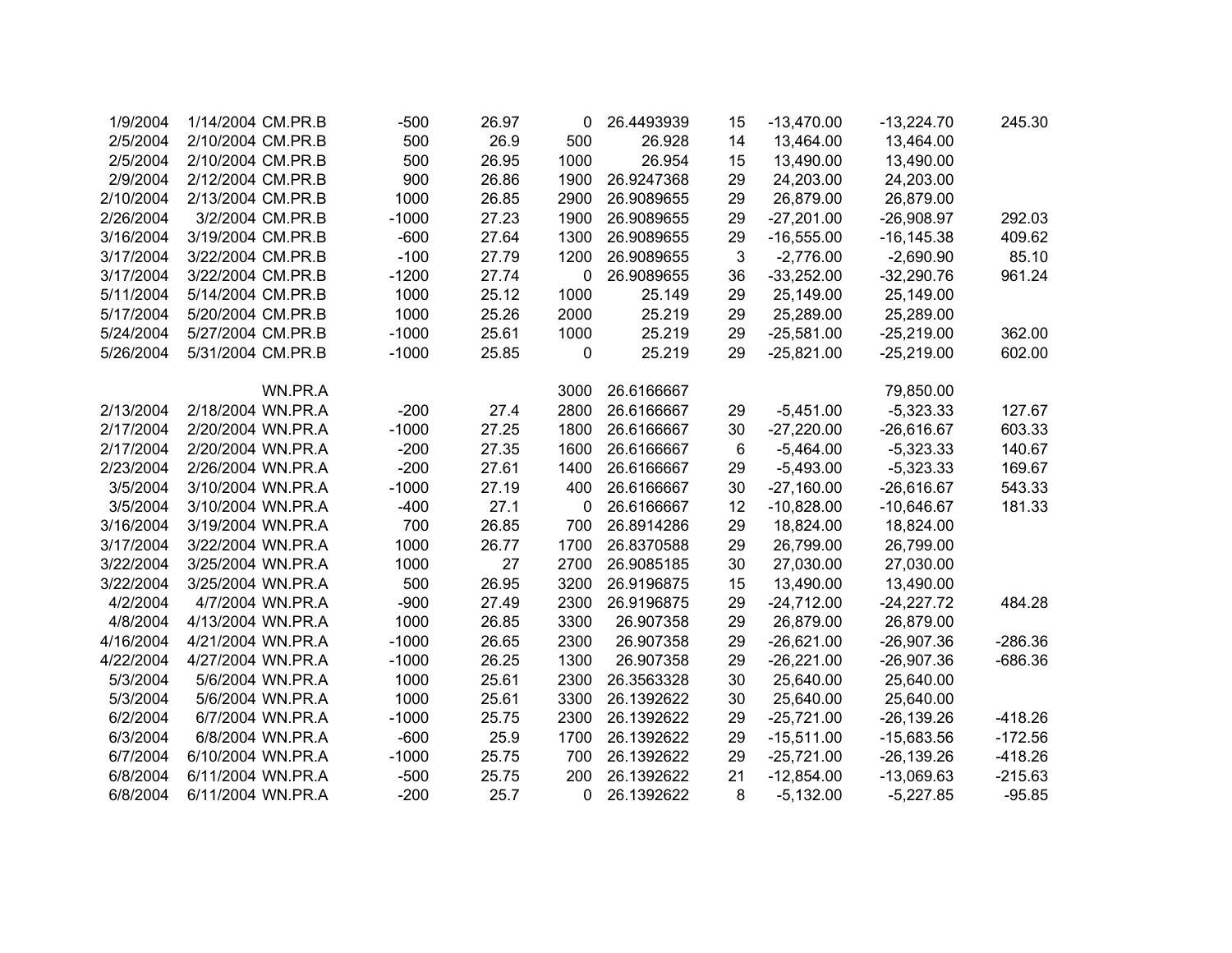| | | | | | | | | | | |
|---|---|---|---|---|---|---|---|---|---|---|
| 1/9/2004 | 1/14/2004 | CM.PR.B | -500 | 26.97 | 0 | 26.4493939 | 15 | -13,470.00 | -13,224.70 | 245.30 |
| 2/5/2004 | 2/10/2004 | CM.PR.B | 500 | 26.9 | 500 | 26.928 | 14 | 13,464.00 | 13,464.00 | |
| 2/5/2004 | 2/10/2004 | CM.PR.B | 500 | 26.95 | 1000 | 26.954 | 15 | 13,490.00 | 13,490.00 | |
| 2/9/2004 | 2/12/2004 | CM.PR.B | 900 | 26.86 | 1900 | 26.9247368 | 29 | 24,203.00 | 24,203.00 | |
| 2/10/2004 | 2/13/2004 | CM.PR.B | 1000 | 26.85 | 2900 | 26.9089655 | 29 | 26,879.00 | 26,879.00 | |
| 2/26/2004 | 3/2/2004 | CM.PR.B | -1000 | 27.23 | 1900 | 26.9089655 | 29 | -27,201.00 | -26,908.97 | 292.03 |
| 3/16/2004 | 3/19/2004 | CM.PR.B | -600 | 27.64 | 1300 | 26.9089655 | 29 | -16,555.00 | -16,145.38 | 409.62 |
| 3/17/2004 | 3/22/2004 | CM.PR.B | -100 | 27.79 | 1200 | 26.9089655 | 3 | -2,776.00 | -2,690.90 | 85.10 |
| 3/17/2004 | 3/22/2004 | CM.PR.B | -1200 | 27.74 | 0 | 26.9089655 | 36 | -33,252.00 | -32,290.76 | 961.24 |
| 5/11/2004 | 5/14/2004 | CM.PR.B | 1000 | 25.12 | 1000 | 25.149 | 29 | 25,149.00 | 25,149.00 | |
| 5/17/2004 | 5/20/2004 | CM.PR.B | 1000 | 25.26 | 2000 | 25.219 | 29 | 25,289.00 | 25,289.00 | |
| 5/24/2004 | 5/27/2004 | CM.PR.B | -1000 | 25.61 | 1000 | 25.219 | 29 | -25,581.00 | -25,219.00 | 362.00 |
| 5/26/2004 | 5/31/2004 | CM.PR.B | -1000 | 25.85 | 0 | 25.219 | 29 | -25,821.00 | -25,219.00 | 602.00 |
| | | | | | | | | | | |
| | | WN.PR.A | | | 3000 | 26.6166667 | | | 79,850.00 | |
| 2/13/2004 | 2/18/2004 | WN.PR.A | -200 | 27.4 | 2800 | 26.6166667 | 29 | -5,451.00 | -5,323.33 | 127.67 |
| 2/17/2004 | 2/20/2004 | WN.PR.A | -1000 | 27.25 | 1800 | 26.6166667 | 30 | -27,220.00 | -26,616.67 | 603.33 |
| 2/17/2004 | 2/20/2004 | WN.PR.A | -200 | 27.35 | 1600 | 26.6166667 | 6 | -5,464.00 | -5,323.33 | 140.67 |
| 2/23/2004 | 2/26/2004 | WN.PR.A | -200 | 27.61 | 1400 | 26.6166667 | 29 | -5,493.00 | -5,323.33 | 169.67 |
| 3/5/2004 | 3/10/2004 | WN.PR.A | -1000 | 27.19 | 400 | 26.6166667 | 30 | -27,160.00 | -26,616.67 | 543.33 |
| 3/5/2004 | 3/10/2004 | WN.PR.A | -400 | 27.1 | 0 | 26.6166667 | 12 | -10,828.00 | -10,646.67 | 181.33 |
| 3/16/2004 | 3/19/2004 | WN.PR.A | 700 | 26.85 | 700 | 26.8914286 | 29 | 18,824.00 | 18,824.00 | |
| 3/17/2004 | 3/22/2004 | WN.PR.A | 1000 | 26.77 | 1700 | 26.8370588 | 29 | 26,799.00 | 26,799.00 | |
| 3/22/2004 | 3/25/2004 | WN.PR.A | 1000 | 27 | 2700 | 26.9085185 | 30 | 27,030.00 | 27,030.00 | |
| 3/22/2004 | 3/25/2004 | WN.PR.A | 500 | 26.95 | 3200 | 26.9196875 | 15 | 13,490.00 | 13,490.00 | |
| 4/2/2004 | 4/7/2004 | WN.PR.A | -900 | 27.49 | 2300 | 26.9196875 | 29 | -24,712.00 | -24,227.72 | 484.28 |
| 4/8/2004 | 4/13/2004 | WN.PR.A | 1000 | 26.85 | 3300 | 26.907358 | 29 | 26,879.00 | 26,879.00 | |
| 4/16/2004 | 4/21/2004 | WN.PR.A | -1000 | 26.65 | 2300 | 26.907358 | 29 | -26,621.00 | -26,907.36 | -286.36 |
| 4/22/2004 | 4/27/2004 | WN.PR.A | -1000 | 26.25 | 1300 | 26.907358 | 29 | -26,221.00 | -26,907.36 | -686.36 |
| 5/3/2004 | 5/6/2004 | WN.PR.A | 1000 | 25.61 | 2300 | 26.3563328 | 30 | 25,640.00 | 25,640.00 | |
| 5/3/2004 | 5/6/2004 | WN.PR.A | 1000 | 25.61 | 3300 | 26.1392622 | 30 | 25,640.00 | 25,640.00 | |
| 6/2/2004 | 6/7/2004 | WN.PR.A | -1000 | 25.75 | 2300 | 26.1392622 | 29 | -25,721.00 | -26,139.26 | -418.26 |
| 6/3/2004 | 6/8/2004 | WN.PR.A | -600 | 25.9 | 1700 | 26.1392622 | 29 | -15,511.00 | -15,683.56 | -172.56 |
| 6/7/2004 | 6/10/2004 | WN.PR.A | -1000 | 25.75 | 700 | 26.1392622 | 29 | -25,721.00 | -26,139.26 | -418.26 |
| 6/8/2004 | 6/11/2004 | WN.PR.A | -500 | 25.75 | 200 | 26.1392622 | 21 | -12,854.00 | -13,069.63 | -215.63 |
| 6/8/2004 | 6/11/2004 | WN.PR.A | -200 | 25.7 | 0 | 26.1392622 | 8 | -5,132.00 | -5,227.85 | -95.85 |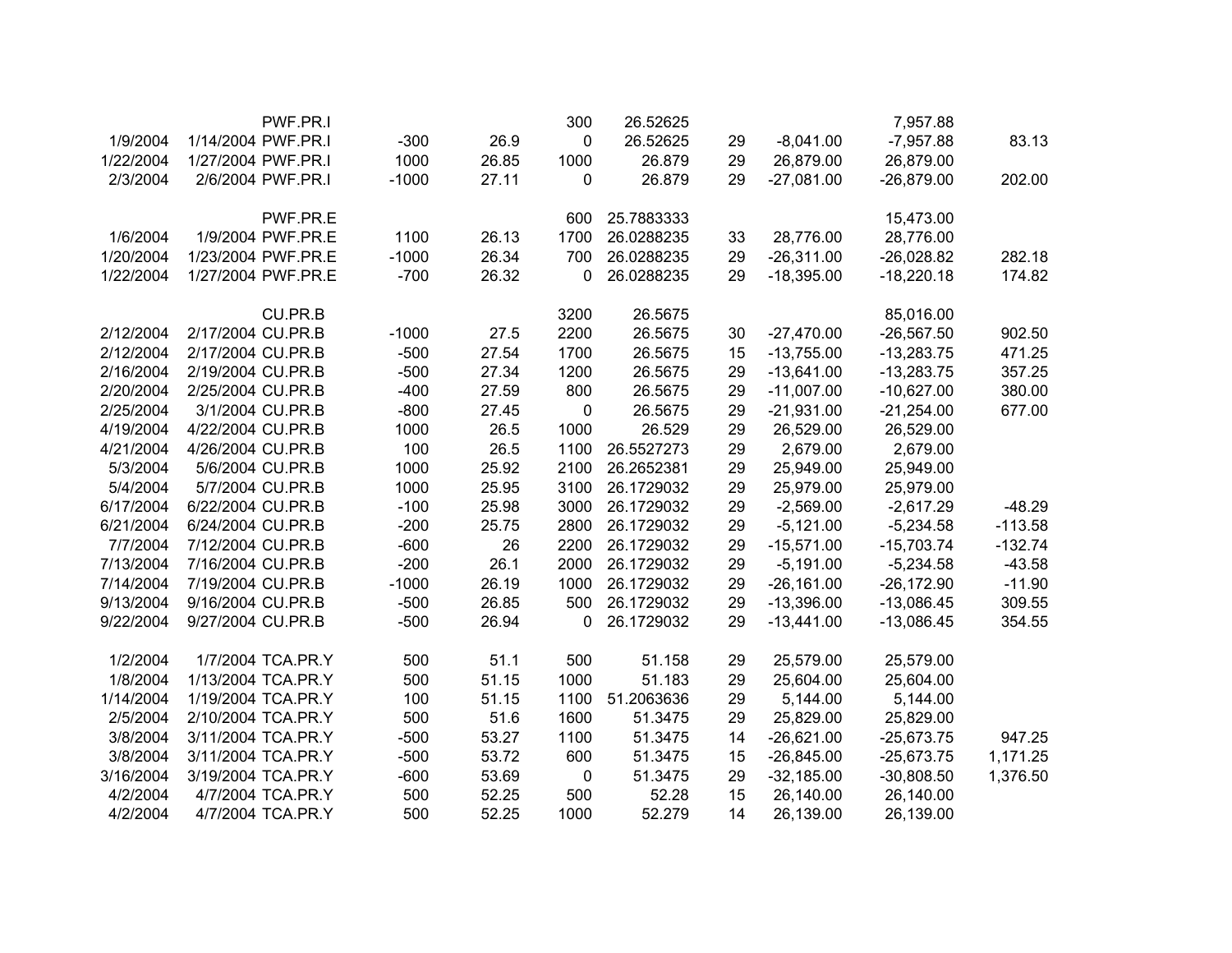| | | | | | | | | | | |
|---|---|---|---|---|---|---|---|---|---|---|
| | | PWF.PR.I | | | 300 | 26.52625 | | | 7,957.88 | |
| 1/9/2004 | 1/14/2004 | PWF.PR.I | -300 | 26.9 | 0 | 26.52625 | 29 | -8,041.00 | -7,957.88 | 83.13 |
| 1/22/2004 | 1/27/2004 | PWF.PR.I | 1000 | 26.85 | 1000 | 26.879 | 29 | 26,879.00 | 26,879.00 | |
| 2/3/2004 | 2/6/2004 | PWF.PR.I | -1000 | 27.11 | 0 | 26.879 | 29 | -27,081.00 | -26,879.00 | 202.00 |
| | | | | | | | | | | |
| | | PWF.PR.E | | | 600 | 25.7883333 | | | 15,473.00 | |
| 1/6/2004 | 1/9/2004 | PWF.PR.E | 1100 | 26.13 | 1700 | 26.0288235 | 33 | 28,776.00 | 28,776.00 | |
| 1/20/2004 | 1/23/2004 | PWF.PR.E | -1000 | 26.34 | 700 | 26.0288235 | 29 | -26,311.00 | -26,028.82 | 282.18 |
| 1/22/2004 | 1/27/2004 | PWF.PR.E | -700 | 26.32 | 0 | 26.0288235 | 29 | -18,395.00 | -18,220.18 | 174.82 |
| | | | | | | | | | | |
| | | CU.PR.B | | | 3200 | 26.5675 | | | 85,016.00 | |
| 2/12/2004 | 2/17/2004 | CU.PR.B | -1000 | 27.5 | 2200 | 26.5675 | 30 | -27,470.00 | -26,567.50 | 902.50 |
| 2/12/2004 | 2/17/2004 | CU.PR.B | -500 | 27.54 | 1700 | 26.5675 | 15 | -13,755.00 | -13,283.75 | 471.25 |
| 2/16/2004 | 2/19/2004 | CU.PR.B | -500 | 27.34 | 1200 | 26.5675 | 29 | -13,641.00 | -13,283.75 | 357.25 |
| 2/20/2004 | 2/25/2004 | CU.PR.B | -400 | 27.59 | 800 | 26.5675 | 29 | -11,007.00 | -10,627.00 | 380.00 |
| 2/25/2004 | 3/1/2004 | CU.PR.B | -800 | 27.45 | 0 | 26.5675 | 29 | -21,931.00 | -21,254.00 | 677.00 |
| 4/19/2004 | 4/22/2004 | CU.PR.B | 1000 | 26.5 | 1000 | 26.529 | 29 | 26,529.00 | 26,529.00 | |
| 4/21/2004 | 4/26/2004 | CU.PR.B | 100 | 26.5 | 1100 | 26.5527273 | 29 | 2,679.00 | 2,679.00 | |
| 5/3/2004 | 5/6/2004 | CU.PR.B | 1000 | 25.92 | 2100 | 26.2652381 | 29 | 25,949.00 | 25,949.00 | |
| 5/4/2004 | 5/7/2004 | CU.PR.B | 1000 | 25.95 | 3100 | 26.1729032 | 29 | 25,979.00 | 25,979.00 | |
| 6/17/2004 | 6/22/2004 | CU.PR.B | -100 | 25.98 | 3000 | 26.1729032 | 29 | -2,569.00 | -2,617.29 | -48.29 |
| 6/21/2004 | 6/24/2004 | CU.PR.B | -200 | 25.75 | 2800 | 26.1729032 | 29 | -5,121.00 | -5,234.58 | -113.58 |
| 7/7/2004 | 7/12/2004 | CU.PR.B | -600 | 26 | 2200 | 26.1729032 | 29 | -15,571.00 | -15,703.74 | -132.74 |
| 7/13/2004 | 7/16/2004 | CU.PR.B | -200 | 26.1 | 2000 | 26.1729032 | 29 | -5,191.00 | -5,234.58 | -43.58 |
| 7/14/2004 | 7/19/2004 | CU.PR.B | -1000 | 26.19 | 1000 | 26.1729032 | 29 | -26,161.00 | -26,172.90 | -11.90 |
| 9/13/2004 | 9/16/2004 | CU.PR.B | -500 | 26.85 | 500 | 26.1729032 | 29 | -13,396.00 | -13,086.45 | 309.55 |
| 9/22/2004 | 9/27/2004 | CU.PR.B | -500 | 26.94 | 0 | 26.1729032 | 29 | -13,441.00 | -13,086.45 | 354.55 |
| | | | | | | | | | | |
| 1/2/2004 | 1/7/2004 | TCA.PR.Y | 500 | 51.1 | 500 | 51.158 | 29 | 25,579.00 | 25,579.00 | |
| 1/8/2004 | 1/13/2004 | TCA.PR.Y | 500 | 51.15 | 1000 | 51.183 | 29 | 25,604.00 | 25,604.00 | |
| 1/14/2004 | 1/19/2004 | TCA.PR.Y | 100 | 51.15 | 1100 | 51.2063636 | 29 | 5,144.00 | 5,144.00 | |
| 2/5/2004 | 2/10/2004 | TCA.PR.Y | 500 | 51.6 | 1600 | 51.3475 | 29 | 25,829.00 | 25,829.00 | |
| 3/8/2004 | 3/11/2004 | TCA.PR.Y | -500 | 53.27 | 1100 | 51.3475 | 14 | -26,621.00 | -25,673.75 | 947.25 |
| 3/8/2004 | 3/11/2004 | TCA.PR.Y | -500 | 53.72 | 600 | 51.3475 | 15 | -26,845.00 | -25,673.75 | 1,171.25 |
| 3/16/2004 | 3/19/2004 | TCA.PR.Y | -600 | 53.69 | 0 | 51.3475 | 29 | -32,185.00 | -30,808.50 | 1,376.50 |
| 4/2/2004 | 4/7/2004 | TCA.PR.Y | 500 | 52.25 | 500 | 52.28 | 15 | 26,140.00 | 26,140.00 | |
| 4/2/2004 | 4/7/2004 | TCA.PR.Y | 500 | 52.25 | 1000 | 52.279 | 14 | 26,139.00 | 26,139.00 | |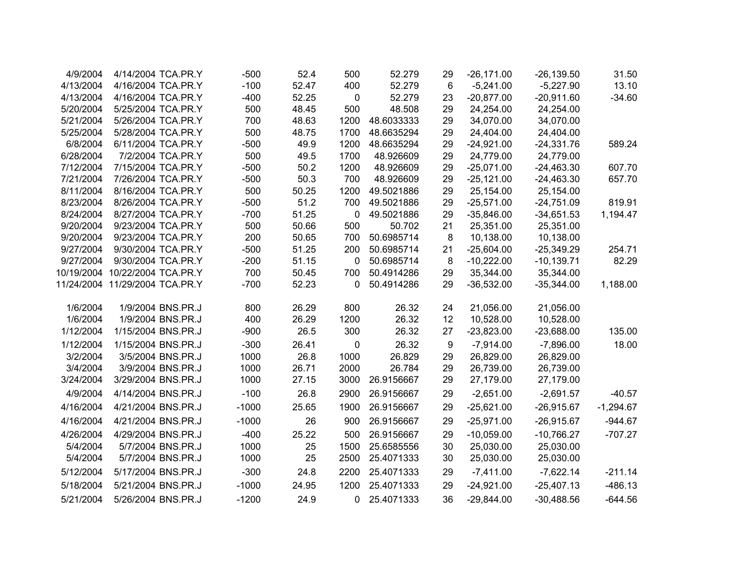| | | | | | | | | | | |
|---|---|---|---|---|---|---|---|---|---|---|
| 4/9/2004 | 4/14/2004 | TCA.PR.Y | -500 | 52.4 | 500 | 52.279 | 29 | -26,171.00 | -26,139.50 | 31.50 |
| 4/13/2004 | 4/16/2004 | TCA.PR.Y | -100 | 52.47 | 400 | 52.279 | 6 | -5,241.00 | -5,227.90 | 13.10 |
| 4/13/2004 | 4/16/2004 | TCA.PR.Y | -400 | 52.25 | 0 | 52.279 | 23 | -20,877.00 | -20,911.60 | -34.60 |
| 5/20/2004 | 5/25/2004 | TCA.PR.Y | 500 | 48.45 | 500 | 48.508 | 29 | 24,254.00 | 24,254.00 | |
| 5/21/2004 | 5/26/2004 | TCA.PR.Y | 700 | 48.63 | 1200 | 48.6033333 | 29 | 34,070.00 | 34,070.00 | |
| 5/25/2004 | 5/28/2004 | TCA.PR.Y | 500 | 48.75 | 1700 | 48.6635294 | 29 | 24,404.00 | 24,404.00 | |
| 6/8/2004 | 6/11/2004 | TCA.PR.Y | -500 | 49.9 | 1200 | 48.6635294 | 29 | -24,921.00 | -24,331.76 | 589.24 |
| 6/28/2004 | 7/2/2004 | TCA.PR.Y | 500 | 49.5 | 1700 | 48.926609 | 29 | 24,779.00 | 24,779.00 | |
| 7/12/2004 | 7/15/2004 | TCA.PR.Y | -500 | 50.2 | 1200 | 48.926609 | 29 | -25,071.00 | -24,463.30 | 607.70 |
| 7/21/2004 | 7/26/2004 | TCA.PR.Y | -500 | 50.3 | 700 | 48.926609 | 29 | -25,121.00 | -24,463.30 | 657.70 |
| 8/11/2004 | 8/16/2004 | TCA.PR.Y | 500 | 50.25 | 1200 | 49.5021886 | 29 | 25,154.00 | 25,154.00 | |
| 8/23/2004 | 8/26/2004 | TCA.PR.Y | -500 | 51.2 | 700 | 49.5021886 | 29 | -25,571.00 | -24,751.09 | 819.91 |
| 8/24/2004 | 8/27/2004 | TCA.PR.Y | -700 | 51.25 | 0 | 49.5021886 | 29 | -35,846.00 | -34,651.53 | 1,194.47 |
| 9/20/2004 | 9/23/2004 | TCA.PR.Y | 500 | 50.66 | 500 | 50.702 | 21 | 25,351.00 | 25,351.00 | |
| 9/20/2004 | 9/23/2004 | TCA.PR.Y | 200 | 50.65 | 700 | 50.6985714 | 8 | 10,138.00 | 10,138.00 | |
| 9/27/2004 | 9/30/2004 | TCA.PR.Y | -500 | 51.25 | 200 | 50.6985714 | 21 | -25,604.00 | -25,349.29 | 254.71 |
| 9/27/2004 | 9/30/2004 | TCA.PR.Y | -200 | 51.15 | 0 | 50.6985714 | 8 | -10,222.00 | -10,139.71 | 82.29 |
| 10/19/2004 | 10/22/2004 | TCA.PR.Y | 700 | 50.45 | 700 | 50.4914286 | 29 | 35,344.00 | 35,344.00 | |
| 11/24/2004 | 11/29/2004 | TCA.PR.Y | -700 | 52.23 | 0 | 50.4914286 | 29 | -36,532.00 | -35,344.00 | 1,188.00 |
| | | | | | | | | | | |
| 1/6/2004 | 1/9/2004 | BNS.PR.J | 800 | 26.29 | 800 | 26.32 | 24 | 21,056.00 | 21,056.00 | |
| 1/6/2004 | 1/9/2004 | BNS.PR.J | 400 | 26.29 | 1200 | 26.32 | 12 | 10,528.00 | 10,528.00 | |
| 1/12/2004 | 1/15/2004 | BNS.PR.J | -900 | 26.5 | 300 | 26.32 | 27 | -23,823.00 | -23,688.00 | 135.00 |
| 1/12/2004 | 1/15/2004 | BNS.PR.J | -300 | 26.41 | 0 | 26.32 | 9 | -7,914.00 | -7,896.00 | 18.00 |
| 3/2/2004 | 3/5/2004 | BNS.PR.J | 1000 | 26.8 | 1000 | 26.829 | 29 | 26,829.00 | 26,829.00 | |
| 3/4/2004 | 3/9/2004 | BNS.PR.J | 1000 | 26.71 | 2000 | 26.784 | 29 | 26,739.00 | 26,739.00 | |
| 3/24/2004 | 3/29/2004 | BNS.PR.J | 1000 | 27.15 | 3000 | 26.9156667 | 29 | 27,179.00 | 27,179.00 | |
| 4/9/2004 | 4/14/2004 | BNS.PR.J | -100 | 26.8 | 2900 | 26.9156667 | 29 | -2,651.00 | -2,691.57 | -40.57 |
| 4/16/2004 | 4/21/2004 | BNS.PR.J | -1000 | 25.65 | 1900 | 26.9156667 | 29 | -25,621.00 | -26,915.67 | -1,294.67 |
| 4/16/2004 | 4/21/2004 | BNS.PR.J | -1000 | 26 | 900 | 26.9156667 | 29 | -25,971.00 | -26,915.67 | -944.67 |
| 4/26/2004 | 4/29/2004 | BNS.PR.J | -400 | 25.22 | 500 | 26.9156667 | 29 | -10,059.00 | -10,766.27 | -707.27 |
| 5/4/2004 | 5/7/2004 | BNS.PR.J | 1000 | 25 | 1500 | 25.6585556 | 30 | 25,030.00 | 25,030.00 | |
| 5/4/2004 | 5/7/2004 | BNS.PR.J | 1000 | 25 | 2500 | 25.4071333 | 30 | 25,030.00 | 25,030.00 | |
| 5/12/2004 | 5/17/2004 | BNS.PR.J | -300 | 24.8 | 2200 | 25.4071333 | 29 | -7,411.00 | -7,622.14 | -211.14 |
| 5/18/2004 | 5/21/2004 | BNS.PR.J | -1000 | 24.95 | 1200 | 25.4071333 | 29 | -24,921.00 | -25,407.13 | -486.13 |
| 5/21/2004 | 5/26/2004 | BNS.PR.J | -1200 | 24.9 | 0 | 25.4071333 | 36 | -29,844.00 | -30,488.56 | -644.56 |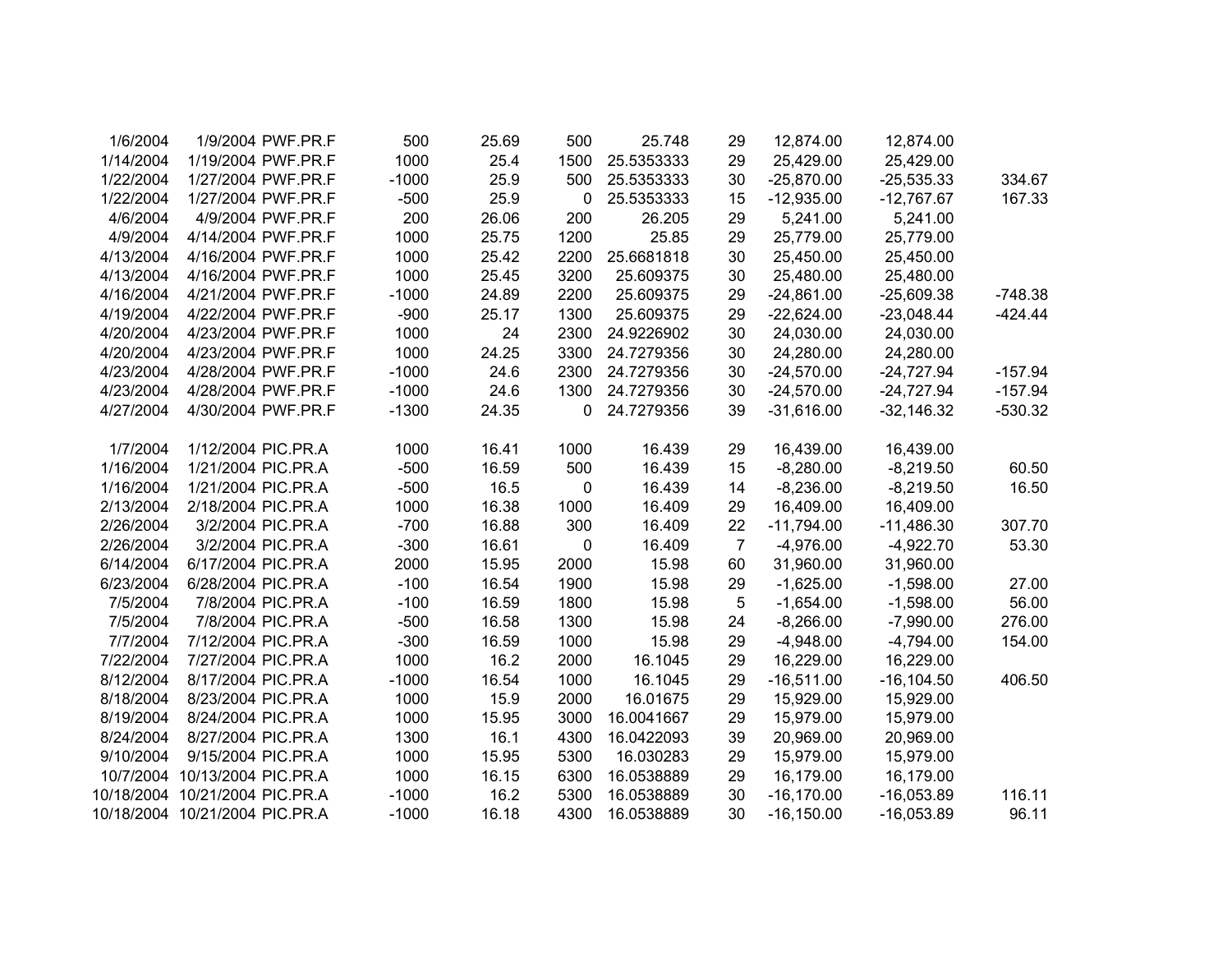| | | | | | | | | | | |
|---|---|---|---|---|---|---|---|---|---|---|
| 1/6/2004 | 1/9/2004 | PWF.PR.F | 500 | 25.69 | 500 | 25.748 | 29 | 12,874.00 | 12,874.00 | |
| 1/14/2004 | 1/19/2004 | PWF.PR.F | 1000 | 25.4 | 1500 | 25.5353333 | 29 | 25,429.00 | 25,429.00 | |
| 1/22/2004 | 1/27/2004 | PWF.PR.F | -1000 | 25.9 | 500 | 25.5353333 | 30 | -25,870.00 | -25,535.33 | 334.67 |
| 1/22/2004 | 1/27/2004 | PWF.PR.F | -500 | 25.9 | 0 | 25.5353333 | 15 | -12,935.00 | -12,767.67 | 167.33 |
| 4/6/2004 | 4/9/2004 | PWF.PR.F | 200 | 26.06 | 200 | 26.205 | 29 | 5,241.00 | 5,241.00 | |
| 4/9/2004 | 4/14/2004 | PWF.PR.F | 1000 | 25.75 | 1200 | 25.85 | 29 | 25,779.00 | 25,779.00 | |
| 4/13/2004 | 4/16/2004 | PWF.PR.F | 1000 | 25.42 | 2200 | 25.6681818 | 30 | 25,450.00 | 25,450.00 | |
| 4/13/2004 | 4/16/2004 | PWF.PR.F | 1000 | 25.45 | 3200 | 25.609375 | 30 | 25,480.00 | 25,480.00 | |
| 4/16/2004 | 4/21/2004 | PWF.PR.F | -1000 | 24.89 | 2200 | 25.609375 | 29 | -24,861.00 | -25,609.38 | -748.38 |
| 4/19/2004 | 4/22/2004 | PWF.PR.F | -900 | 25.17 | 1300 | 25.609375 | 29 | -22,624.00 | -23,048.44 | -424.44 |
| 4/20/2004 | 4/23/2004 | PWF.PR.F | 1000 | 24 | 2300 | 24.9226902 | 30 | 24,030.00 | 24,030.00 | |
| 4/20/2004 | 4/23/2004 | PWF.PR.F | 1000 | 24.25 | 3300 | 24.7279356 | 30 | 24,280.00 | 24,280.00 | |
| 4/23/2004 | 4/28/2004 | PWF.PR.F | -1000 | 24.6 | 2300 | 24.7279356 | 30 | -24,570.00 | -24,727.94 | -157.94 |
| 4/23/2004 | 4/28/2004 | PWF.PR.F | -1000 | 24.6 | 1300 | 24.7279356 | 30 | -24,570.00 | -24,727.94 | -157.94 |
| 4/27/2004 | 4/30/2004 | PWF.PR.F | -1300 | 24.35 | 0 | 24.7279356 | 39 | -31,616.00 | -32,146.32 | -530.32 |
| | | | | | | | | | | |
| 1/7/2004 | 1/12/2004 | PIC.PR.A | 1000 | 16.41 | 1000 | 16.439 | 29 | 16,439.00 | 16,439.00 | |
| 1/16/2004 | 1/21/2004 | PIC.PR.A | -500 | 16.59 | 500 | 16.439 | 15 | -8,280.00 | -8,219.50 | 60.50 |
| 1/16/2004 | 1/21/2004 | PIC.PR.A | -500 | 16.5 | 0 | 16.439 | 14 | -8,236.00 | -8,219.50 | 16.50 |
| 2/13/2004 | 2/18/2004 | PIC.PR.A | 1000 | 16.38 | 1000 | 16.409 | 29 | 16,409.00 | 16,409.00 | |
| 2/26/2004 | 3/2/2004 | PIC.PR.A | -700 | 16.88 | 300 | 16.409 | 22 | -11,794.00 | -11,486.30 | 307.70 |
| 2/26/2004 | 3/2/2004 | PIC.PR.A | -300 | 16.61 | 0 | 16.409 | 7 | -4,976.00 | -4,922.70 | 53.30 |
| 6/14/2004 | 6/17/2004 | PIC.PR.A | 2000 | 15.95 | 2000 | 15.98 | 60 | 31,960.00 | 31,960.00 | |
| 6/23/2004 | 6/28/2004 | PIC.PR.A | -100 | 16.54 | 1900 | 15.98 | 29 | -1,625.00 | -1,598.00 | 27.00 |
| 7/5/2004 | 7/8/2004 | PIC.PR.A | -100 | 16.59 | 1800 | 15.98 | 5 | -1,654.00 | -1,598.00 | 56.00 |
| 7/5/2004 | 7/8/2004 | PIC.PR.A | -500 | 16.58 | 1300 | 15.98 | 24 | -8,266.00 | -7,990.00 | 276.00 |
| 7/7/2004 | 7/12/2004 | PIC.PR.A | -300 | 16.59 | 1000 | 15.98 | 29 | -4,948.00 | -4,794.00 | 154.00 |
| 7/22/2004 | 7/27/2004 | PIC.PR.A | 1000 | 16.2 | 2000 | 16.1045 | 29 | 16,229.00 | 16,229.00 | |
| 8/12/2004 | 8/17/2004 | PIC.PR.A | -1000 | 16.54 | 1000 | 16.1045 | 29 | -16,511.00 | -16,104.50 | 406.50 |
| 8/18/2004 | 8/23/2004 | PIC.PR.A | 1000 | 15.9 | 2000 | 16.01675 | 29 | 15,929.00 | 15,929.00 | |
| 8/19/2004 | 8/24/2004 | PIC.PR.A | 1000 | 15.95 | 3000 | 16.0041667 | 29 | 15,979.00 | 15,979.00 | |
| 8/24/2004 | 8/27/2004 | PIC.PR.A | 1300 | 16.1 | 4300 | 16.0422093 | 39 | 20,969.00 | 20,969.00 | |
| 9/10/2004 | 9/15/2004 | PIC.PR.A | 1000 | 15.95 | 5300 | 16.030283 | 29 | 15,979.00 | 15,979.00 | |
| 10/7/2004 | 10/13/2004 | PIC.PR.A | 1000 | 16.15 | 6300 | 16.0538889 | 29 | 16,179.00 | 16,179.00 | |
| 10/18/2004 | 10/21/2004 | PIC.PR.A | -1000 | 16.2 | 5300 | 16.0538889 | 30 | -16,170.00 | -16,053.89 | 116.11 |
| 10/18/2004 | 10/21/2004 | PIC.PR.A | -1000 | 16.18 | 4300 | 16.0538889 | 30 | -16,150.00 | -16,053.89 | 96.11 |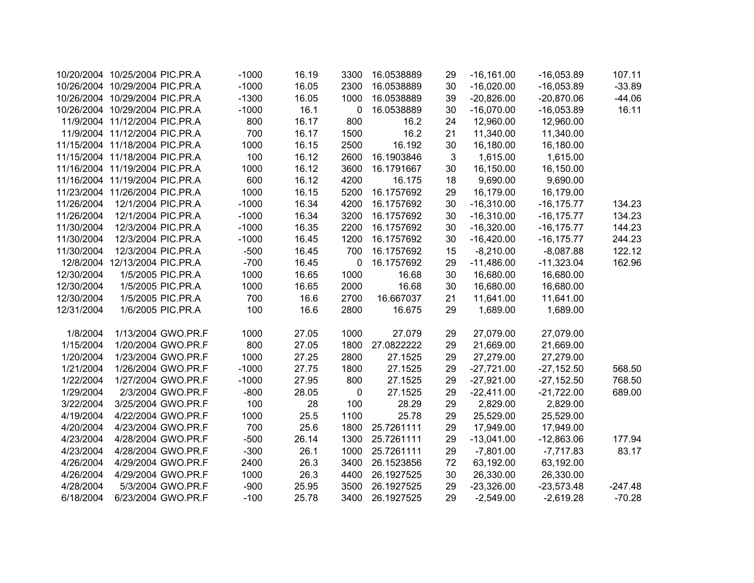| | | | | | | | | | | |
|---|---|---|---|---|---|---|---|---|---|---|
| 10/20/2004 | 10/25/2004 | PIC.PR.A | -1000 | 16.19 | 3300 | 16.0538889 | 29 | -16,161.00 | -16,053.89 | 107.11 |
| 10/26/2004 | 10/29/2004 | PIC.PR.A | -1000 | 16.05 | 2300 | 16.0538889 | 30 | -16,020.00 | -16,053.89 | -33.89 |
| 10/26/2004 | 10/29/2004 | PIC.PR.A | -1300 | 16.05 | 1000 | 16.0538889 | 39 | -20,826.00 | -20,870.06 | -44.06 |
| 10/26/2004 | 10/29/2004 | PIC.PR.A | -1000 | 16.1 | 0 | 16.0538889 | 30 | -16,070.00 | -16,053.89 | 16.11 |
| 11/9/2004 | 11/12/2004 | PIC.PR.A | 800 | 16.17 | 800 | 16.2 | 24 | 12,960.00 | 12,960.00 | |
| 11/9/2004 | 11/12/2004 | PIC.PR.A | 700 | 16.17 | 1500 | 16.2 | 21 | 11,340.00 | 11,340.00 | |
| 11/15/2004 | 11/18/2004 | PIC.PR.A | 1000 | 16.15 | 2500 | 16.192 | 30 | 16,180.00 | 16,180.00 | |
| 11/15/2004 | 11/18/2004 | PIC.PR.A | 100 | 16.12 | 2600 | 16.1903846 | 3 | 1,615.00 | 1,615.00 | |
| 11/16/2004 | 11/19/2004 | PIC.PR.A | 1000 | 16.12 | 3600 | 16.1791667 | 30 | 16,150.00 | 16,150.00 | |
| 11/16/2004 | 11/19/2004 | PIC.PR.A | 600 | 16.12 | 4200 | 16.175 | 18 | 9,690.00 | 9,690.00 | |
| 11/23/2004 | 11/26/2004 | PIC.PR.A | 1000 | 16.15 | 5200 | 16.1757692 | 29 | 16,179.00 | 16,179.00 | |
| 11/26/2004 | 12/1/2004 | PIC.PR.A | -1000 | 16.34 | 4200 | 16.1757692 | 30 | -16,310.00 | -16,175.77 | 134.23 |
| 11/26/2004 | 12/1/2004 | PIC.PR.A | -1000 | 16.34 | 3200 | 16.1757692 | 30 | -16,310.00 | -16,175.77 | 134.23 |
| 11/30/2004 | 12/3/2004 | PIC.PR.A | -1000 | 16.35 | 2200 | 16.1757692 | 30 | -16,320.00 | -16,175.77 | 144.23 |
| 11/30/2004 | 12/3/2004 | PIC.PR.A | -1000 | 16.45 | 1200 | 16.1757692 | 30 | -16,420.00 | -16,175.77 | 244.23 |
| 11/30/2004 | 12/3/2004 | PIC.PR.A | -500 | 16.45 | 700 | 16.1757692 | 15 | -8,210.00 | -8,087.88 | 122.12 |
| 12/8/2004 | 12/13/2004 | PIC.PR.A | -700 | 16.45 | 0 | 16.1757692 | 29 | -11,486.00 | -11,323.04 | 162.96 |
| 12/30/2004 | 1/5/2005 | PIC.PR.A | 1000 | 16.65 | 1000 | 16.68 | 30 | 16,680.00 | 16,680.00 | |
| 12/30/2004 | 1/5/2005 | PIC.PR.A | 1000 | 16.65 | 2000 | 16.68 | 30 | 16,680.00 | 16,680.00 | |
| 12/30/2004 | 1/5/2005 | PIC.PR.A | 700 | 16.6 | 2700 | 16.667037 | 21 | 11,641.00 | 11,641.00 | |
| 12/31/2004 | 1/6/2005 | PIC.PR.A | 100 | 16.6 | 2800 | 16.675 | 29 | 1,689.00 | 1,689.00 | |
| | | | | | | | | | | |
| 1/8/2004 | 1/13/2004 | GWO.PR.F | 1000 | 27.05 | 1000 | 27.079 | 29 | 27,079.00 | 27,079.00 | |
| 1/15/2004 | 1/20/2004 | GWO.PR.F | 800 | 27.05 | 1800 | 27.0822222 | 29 | 21,669.00 | 21,669.00 | |
| 1/20/2004 | 1/23/2004 | GWO.PR.F | 1000 | 27.25 | 2800 | 27.1525 | 29 | 27,279.00 | 27,279.00 | |
| 1/21/2004 | 1/26/2004 | GWO.PR.F | -1000 | 27.75 | 1800 | 27.1525 | 29 | -27,721.00 | -27,152.50 | 568.50 |
| 1/22/2004 | 1/27/2004 | GWO.PR.F | -1000 | 27.95 | 800 | 27.1525 | 29 | -27,921.00 | -27,152.50 | 768.50 |
| 1/29/2004 | 2/3/2004 | GWO.PR.F | -800 | 28.05 | 0 | 27.1525 | 29 | -22,411.00 | -21,722.00 | 689.00 |
| 3/22/2004 | 3/25/2004 | GWO.PR.F | 100 | 28 | 100 | 28.29 | 29 | 2,829.00 | 2,829.00 | |
| 4/19/2004 | 4/22/2004 | GWO.PR.F | 1000 | 25.5 | 1100 | 25.78 | 29 | 25,529.00 | 25,529.00 | |
| 4/20/2004 | 4/23/2004 | GWO.PR.F | 700 | 25.6 | 1800 | 25.7261111 | 29 | 17,949.00 | 17,949.00 | |
| 4/23/2004 | 4/28/2004 | GWO.PR.F | -500 | 26.14 | 1300 | 25.7261111 | 29 | -13,041.00 | -12,863.06 | 177.94 |
| 4/23/2004 | 4/28/2004 | GWO.PR.F | -300 | 26.1 | 1000 | 25.7261111 | 29 | -7,801.00 | -7,717.83 | 83.17 |
| 4/26/2004 | 4/29/2004 | GWO.PR.F | 2400 | 26.3 | 3400 | 26.1523856 | 72 | 63,192.00 | 63,192.00 | |
| 4/26/2004 | 4/29/2004 | GWO.PR.F | 1000 | 26.3 | 4400 | 26.1927525 | 30 | 26,330.00 | 26,330.00 | |
| 4/28/2004 | 5/3/2004 | GWO.PR.F | -900 | 25.95 | 3500 | 26.1927525 | 29 | -23,326.00 | -23,573.48 | -247.48 |
| 6/18/2004 | 6/23/2004 | GWO.PR.F | -100 | 25.78 | 3400 | 26.1927525 | 29 | -2,549.00 | -2,619.28 | -70.28 |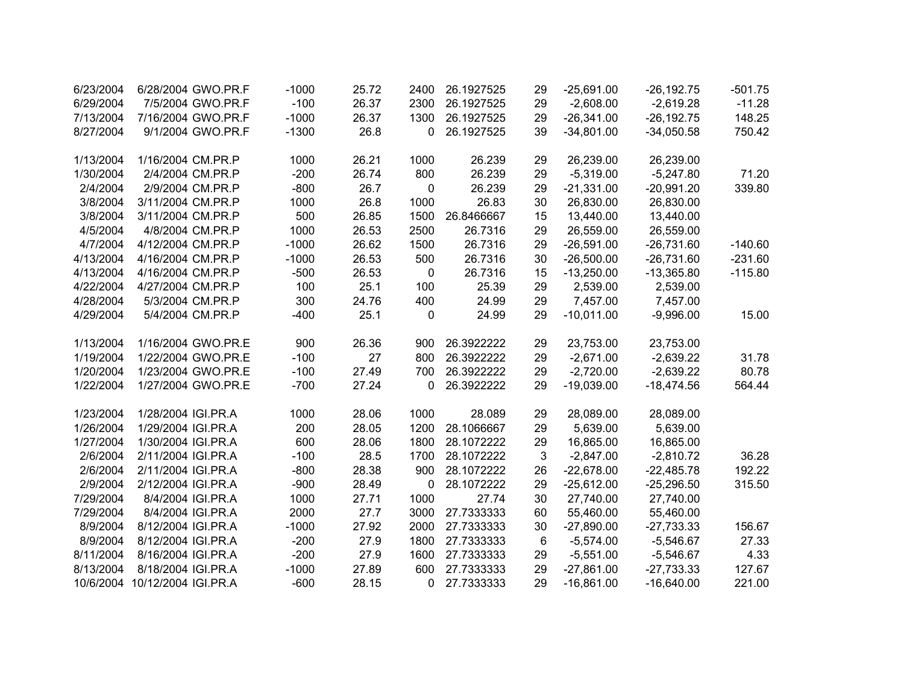| | | | | | | | | | | |
|---|---|---|---|---|---|---|---|---|---|---|
| 6/23/2004 | 6/28/2004 | GWO.PR.F | -1000 | 25.72 | 2400 | 26.1927525 | 29 | -25,691.00 | -26,192.75 | -501.75 |
| 6/29/2004 | 7/5/2004 | GWO.PR.F | -100 | 26.37 | 2300 | 26.1927525 | 29 | -2,608.00 | -2,619.28 | -11.28 |
| 7/13/2004 | 7/16/2004 | GWO.PR.F | -1000 | 26.37 | 1300 | 26.1927525 | 29 | -26,341.00 | -26,192.75 | 148.25 |
| 8/27/2004 | 9/1/2004 | GWO.PR.F | -1300 | 26.8 | 0 | 26.1927525 | 39 | -34,801.00 | -34,050.58 | 750.42 |
| | | | | | | | | | | |
| 1/13/2004 | 1/16/2004 | CM.PR.P | 1000 | 26.21 | 1000 | 26.239 | 29 | 26,239.00 | 26,239.00 | |
| 1/30/2004 | 2/4/2004 | CM.PR.P | -200 | 26.74 | 800 | 26.239 | 29 | -5,319.00 | -5,247.80 | 71.20 |
| 2/4/2004 | 2/9/2004 | CM.PR.P | -800 | 26.7 | 0 | 26.239 | 29 | -21,331.00 | -20,991.20 | 339.80 |
| 3/8/2004 | 3/11/2004 | CM.PR.P | 1000 | 26.8 | 1000 | 26.83 | 30 | 26,830.00 | 26,830.00 | |
| 3/8/2004 | 3/11/2004 | CM.PR.P | 500 | 26.85 | 1500 | 26.8466667 | 15 | 13,440.00 | 13,440.00 | |
| 4/5/2004 | 4/8/2004 | CM.PR.P | 1000 | 26.53 | 2500 | 26.7316 | 29 | 26,559.00 | 26,559.00 | |
| 4/7/2004 | 4/12/2004 | CM.PR.P | -1000 | 26.62 | 1500 | 26.7316 | 29 | -26,591.00 | -26,731.60 | -140.60 |
| 4/13/2004 | 4/16/2004 | CM.PR.P | -1000 | 26.53 | 500 | 26.7316 | 30 | -26,500.00 | -26,731.60 | -231.60 |
| 4/13/2004 | 4/16/2004 | CM.PR.P | -500 | 26.53 | 0 | 26.7316 | 15 | -13,250.00 | -13,365.80 | -115.80 |
| 4/22/2004 | 4/27/2004 | CM.PR.P | 100 | 25.1 | 100 | 25.39 | 29 | 2,539.00 | 2,539.00 | |
| 4/28/2004 | 5/3/2004 | CM.PR.P | 300 | 24.76 | 400 | 24.99 | 29 | 7,457.00 | 7,457.00 | |
| 4/29/2004 | 5/4/2004 | CM.PR.P | -400 | 25.1 | 0 | 24.99 | 29 | -10,011.00 | -9,996.00 | 15.00 |
| | | | | | | | | | | |
| 1/13/2004 | 1/16/2004 | GWO.PR.E | 900 | 26.36 | 900 | 26.3922222 | 29 | 23,753.00 | 23,753.00 | |
| 1/19/2004 | 1/22/2004 | GWO.PR.E | -100 | 27 | 800 | 26.3922222 | 29 | -2,671.00 | -2,639.22 | 31.78 |
| 1/20/2004 | 1/23/2004 | GWO.PR.E | -100 | 27.49 | 700 | 26.3922222 | 29 | -2,720.00 | -2,639.22 | 80.78 |
| 1/22/2004 | 1/27/2004 | GWO.PR.E | -700 | 27.24 | 0 | 26.3922222 | 29 | -19,039.00 | -18,474.56 | 564.44 |
| | | | | | | | | | | |
| 1/23/2004 | 1/28/2004 | IGI.PR.A | 1000 | 28.06 | 1000 | 28.089 | 29 | 28,089.00 | 28,089.00 | |
| 1/26/2004 | 1/29/2004 | IGI.PR.A | 200 | 28.05 | 1200 | 28.1066667 | 29 | 5,639.00 | 5,639.00 | |
| 1/27/2004 | 1/30/2004 | IGI.PR.A | 600 | 28.06 | 1800 | 28.1072222 | 29 | 16,865.00 | 16,865.00 | |
| 2/6/2004 | 2/11/2004 | IGI.PR.A | -100 | 28.5 | 1700 | 28.1072222 | 3 | -2,847.00 | -2,810.72 | 36.28 |
| 2/6/2004 | 2/11/2004 | IGI.PR.A | -800 | 28.38 | 900 | 28.1072222 | 26 | -22,678.00 | -22,485.78 | 192.22 |
| 2/9/2004 | 2/12/2004 | IGI.PR.A | -900 | 28.49 | 0 | 28.1072222 | 29 | -25,612.00 | -25,296.50 | 315.50 |
| 7/29/2004 | 8/4/2004 | IGI.PR.A | 1000 | 27.71 | 1000 | 27.74 | 30 | 27,740.00 | 27,740.00 | |
| 7/29/2004 | 8/4/2004 | IGI.PR.A | 2000 | 27.7 | 3000 | 27.7333333 | 60 | 55,460.00 | 55,460.00 | |
| 8/9/2004 | 8/12/2004 | IGI.PR.A | -1000 | 27.92 | 2000 | 27.7333333 | 30 | -27,890.00 | -27,733.33 | 156.67 |
| 8/9/2004 | 8/12/2004 | IGI.PR.A | -200 | 27.9 | 1800 | 27.7333333 | 6 | -5,574.00 | -5,546.67 | 27.33 |
| 8/11/2004 | 8/16/2004 | IGI.PR.A | -200 | 27.9 | 1600 | 27.7333333 | 29 | -5,551.00 | -5,546.67 | 4.33 |
| 8/13/2004 | 8/18/2004 | IGI.PR.A | -1000 | 27.89 | 600 | 27.7333333 | 29 | -27,861.00 | -27,733.33 | 127.67 |
| 10/6/2004 | 10/12/2004 | IGI.PR.A | -600 | 28.15 | 0 | 27.7333333 | 29 | -16,861.00 | -16,640.00 | 221.00 |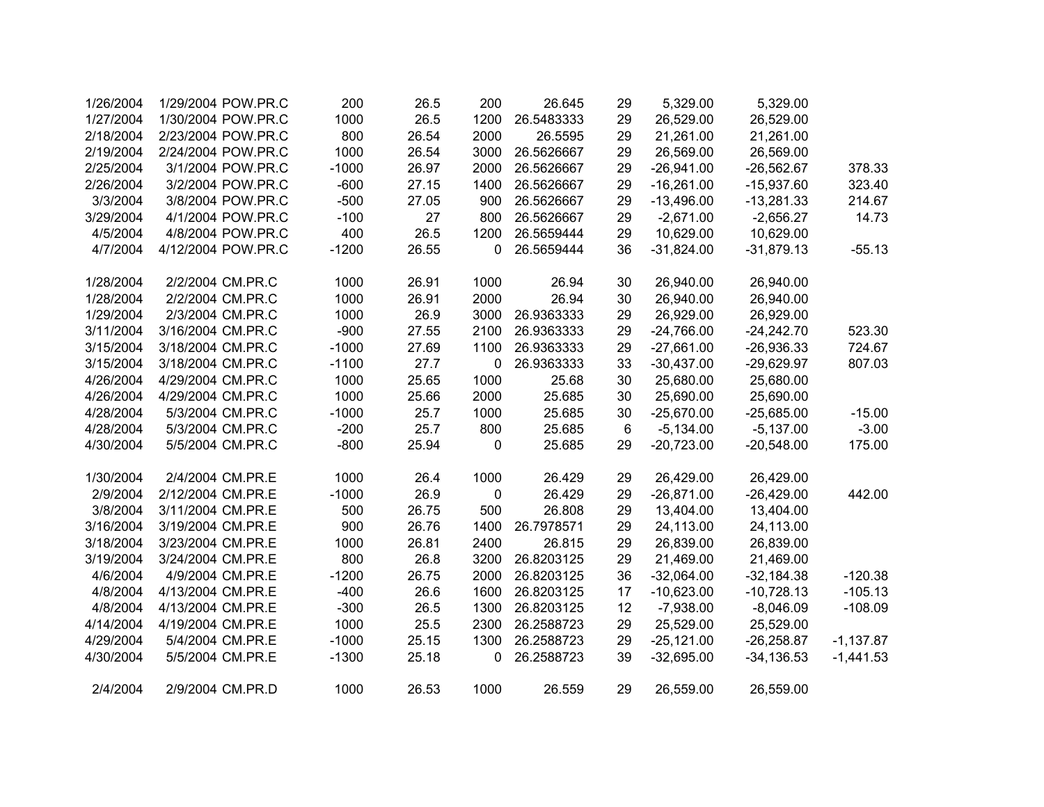| | | | | | | | | | | |
|---|---|---|---|---|---|---|---|---|---|---|
| 1/26/2004 | 1/29/2004 | POW.PR.C | 200 | 26.5 | 200 | 26.645 | 29 | 5,329.00 | 5,329.00 | |
| 1/27/2004 | 1/30/2004 | POW.PR.C | 1000 | 26.5 | 1200 | 26.5483333 | 29 | 26,529.00 | 26,529.00 | |
| 2/18/2004 | 2/23/2004 | POW.PR.C | 800 | 26.54 | 2000 | 26.5595 | 29 | 21,261.00 | 21,261.00 | |
| 2/19/2004 | 2/24/2004 | POW.PR.C | 1000 | 26.54 | 3000 | 26.5626667 | 29 | 26,569.00 | 26,569.00 | |
| 2/25/2004 | 3/1/2004 | POW.PR.C | -1000 | 26.97 | 2000 | 26.5626667 | 29 | -26,941.00 | -26,562.67 | 378.33 |
| 2/26/2004 | 3/2/2004 | POW.PR.C | -600 | 27.15 | 1400 | 26.5626667 | 29 | -16,261.00 | -15,937.60 | 323.40 |
| 3/3/2004 | 3/8/2004 | POW.PR.C | -500 | 27.05 | 900 | 26.5626667 | 29 | -13,496.00 | -13,281.33 | 214.67 |
| 3/29/2004 | 4/1/2004 | POW.PR.C | -100 | 27 | 800 | 26.5626667 | 29 | -2,671.00 | -2,656.27 | 14.73 |
| 4/5/2004 | 4/8/2004 | POW.PR.C | 400 | 26.5 | 1200 | 26.5659444 | 29 | 10,629.00 | 10,629.00 | |
| 4/7/2004 | 4/12/2004 | POW.PR.C | -1200 | 26.55 | 0 | 26.5659444 | 36 | -31,824.00 | -31,879.13 | -55.13 |
| | | | | | | | | | | |
| 1/28/2004 | 2/2/2004 | CM.PR.C | 1000 | 26.91 | 1000 | 26.94 | 30 | 26,940.00 | 26,940.00 | |
| 1/28/2004 | 2/2/2004 | CM.PR.C | 1000 | 26.91 | 2000 | 26.94 | 30 | 26,940.00 | 26,940.00 | |
| 1/29/2004 | 2/3/2004 | CM.PR.C | 1000 | 26.9 | 3000 | 26.9363333 | 29 | 26,929.00 | 26,929.00 | |
| 3/11/2004 | 3/16/2004 | CM.PR.C | -900 | 27.55 | 2100 | 26.9363333 | 29 | -24,766.00 | -24,242.70 | 523.30 |
| 3/15/2004 | 3/18/2004 | CM.PR.C | -1000 | 27.69 | 1100 | 26.9363333 | 29 | -27,661.00 | -26,936.33 | 724.67 |
| 3/15/2004 | 3/18/2004 | CM.PR.C | -1100 | 27.7 | 0 | 26.9363333 | 33 | -30,437.00 | -29,629.97 | 807.03 |
| 4/26/2004 | 4/29/2004 | CM.PR.C | 1000 | 25.65 | 1000 | 25.68 | 30 | 25,680.00 | 25,680.00 | |
| 4/26/2004 | 4/29/2004 | CM.PR.C | 1000 | 25.66 | 2000 | 25.685 | 30 | 25,690.00 | 25,690.00 | |
| 4/28/2004 | 5/3/2004 | CM.PR.C | -1000 | 25.7 | 1000 | 25.685 | 30 | -25,670.00 | -25,685.00 | -15.00 |
| 4/28/2004 | 5/3/2004 | CM.PR.C | -200 | 25.7 | 800 | 25.685 | 6 | -5,134.00 | -5,137.00 | -3.00 |
| 4/30/2004 | 5/5/2004 | CM.PR.C | -800 | 25.94 | 0 | 25.685 | 29 | -20,723.00 | -20,548.00 | 175.00 |
| | | | | | | | | | | |
| 1/30/2004 | 2/4/2004 | CM.PR.E | 1000 | 26.4 | 1000 | 26.429 | 29 | 26,429.00 | 26,429.00 | |
| 2/9/2004 | 2/12/2004 | CM.PR.E | -1000 | 26.9 | 0 | 26.429 | 29 | -26,871.00 | -26,429.00 | 442.00 |
| 3/8/2004 | 3/11/2004 | CM.PR.E | 500 | 26.75 | 500 | 26.808 | 29 | 13,404.00 | 13,404.00 | |
| 3/16/2004 | 3/19/2004 | CM.PR.E | 900 | 26.76 | 1400 | 26.7978571 | 29 | 24,113.00 | 24,113.00 | |
| 3/18/2004 | 3/23/2004 | CM.PR.E | 1000 | 26.81 | 2400 | 26.815 | 29 | 26,839.00 | 26,839.00 | |
| 3/19/2004 | 3/24/2004 | CM.PR.E | 800 | 26.8 | 3200 | 26.8203125 | 29 | 21,469.00 | 21,469.00 | |
| 4/6/2004 | 4/9/2004 | CM.PR.E | -1200 | 26.75 | 2000 | 26.8203125 | 36 | -32,064.00 | -32,184.38 | -120.38 |
| 4/8/2004 | 4/13/2004 | CM.PR.E | -400 | 26.6 | 1600 | 26.8203125 | 17 | -10,623.00 | -10,728.13 | -105.13 |
| 4/8/2004 | 4/13/2004 | CM.PR.E | -300 | 26.5 | 1300 | 26.8203125 | 12 | -7,938.00 | -8,046.09 | -108.09 |
| 4/14/2004 | 4/19/2004 | CM.PR.E | 1000 | 25.5 | 2300 | 26.2588723 | 29 | 25,529.00 | 25,529.00 | |
| 4/29/2004 | 5/4/2004 | CM.PR.E | -1000 | 25.15 | 1300 | 26.2588723 | 29 | -25,121.00 | -26,258.87 | -1,137.87 |
| 4/30/2004 | 5/5/2004 | CM.PR.E | -1300 | 25.18 | 0 | 26.2588723 | 39 | -32,695.00 | -34,136.53 | -1,441.53 |
| | | | | | | | | | | |
| 2/4/2004 | 2/9/2004 | CM.PR.D | 1000 | 26.53 | 1000 | 26.559 | 29 | 26,559.00 | 26,559.00 | |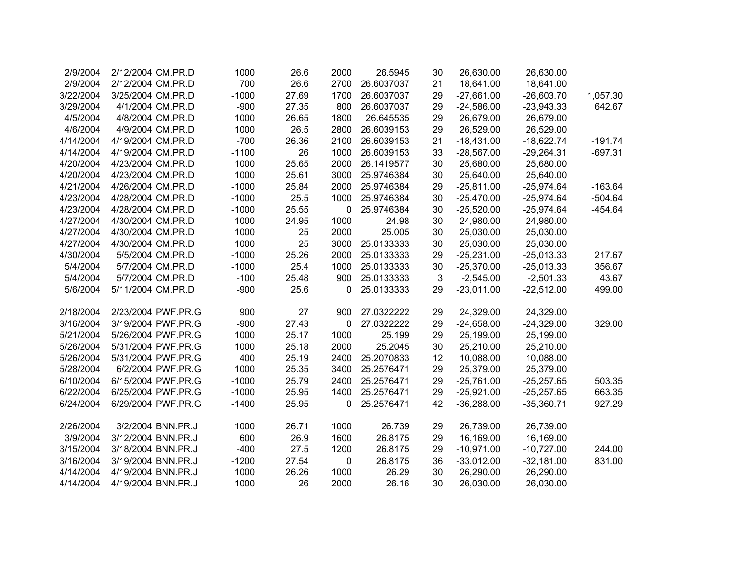| | | | | | | | | | | |
|---|---|---|---|---|---|---|---|---|---|---|
| 2/9/2004 | 2/12/2004 | CM.PR.D | 1000 | 26.6 | 2000 | 26.5945 | 30 | 26,630.00 | 26,630.00 | |
| 2/9/2004 | 2/12/2004 | CM.PR.D | 700 | 26.6 | 2700 | 26.6037037 | 21 | 18,641.00 | 18,641.00 | |
| 3/22/2004 | 3/25/2004 | CM.PR.D | -1000 | 27.69 | 1700 | 26.6037037 | 29 | -27,661.00 | -26,603.70 | 1,057.30 |
| 3/29/2004 | 4/1/2004 | CM.PR.D | -900 | 27.35 | 800 | 26.6037037 | 29 | -24,586.00 | -23,943.33 | 642.67 |
| 4/5/2004 | 4/8/2004 | CM.PR.D | 1000 | 26.65 | 1800 | 26.645535 | 29 | 26,679.00 | 26,679.00 | |
| 4/6/2004 | 4/9/2004 | CM.PR.D | 1000 | 26.5 | 2800 | 26.6039153 | 29 | 26,529.00 | 26,529.00 | |
| 4/14/2004 | 4/19/2004 | CM.PR.D | -700 | 26.36 | 2100 | 26.6039153 | 21 | -18,431.00 | -18,622.74 | -191.74 |
| 4/14/2004 | 4/19/2004 | CM.PR.D | -1100 | 26 | 1000 | 26.6039153 | 33 | -28,567.00 | -29,264.31 | -697.31 |
| 4/20/2004 | 4/23/2004 | CM.PR.D | 1000 | 25.65 | 2000 | 26.1419577 | 30 | 25,680.00 | 25,680.00 | |
| 4/20/2004 | 4/23/2004 | CM.PR.D | 1000 | 25.61 | 3000 | 25.9746384 | 30 | 25,640.00 | 25,640.00 | |
| 4/21/2004 | 4/26/2004 | CM.PR.D | -1000 | 25.84 | 2000 | 25.9746384 | 29 | -25,811.00 | -25,974.64 | -163.64 |
| 4/23/2004 | 4/28/2004 | CM.PR.D | -1000 | 25.5 | 1000 | 25.9746384 | 30 | -25,470.00 | -25,974.64 | -504.64 |
| 4/23/2004 | 4/28/2004 | CM.PR.D | -1000 | 25.55 | 0 | 25.9746384 | 30 | -25,520.00 | -25,974.64 | -454.64 |
| 4/27/2004 | 4/30/2004 | CM.PR.D | 1000 | 24.95 | 1000 | 24.98 | 30 | 24,980.00 | 24,980.00 | |
| 4/27/2004 | 4/30/2004 | CM.PR.D | 1000 | 25 | 2000 | 25.005 | 30 | 25,030.00 | 25,030.00 | |
| 4/27/2004 | 4/30/2004 | CM.PR.D | 1000 | 25 | 3000 | 25.0133333 | 30 | 25,030.00 | 25,030.00 | |
| 4/30/2004 | 5/5/2004 | CM.PR.D | -1000 | 25.26 | 2000 | 25.0133333 | 29 | -25,231.00 | -25,013.33 | 217.67 |
| 5/4/2004 | 5/7/2004 | CM.PR.D | -1000 | 25.4 | 1000 | 25.0133333 | 30 | -25,370.00 | -25,013.33 | 356.67 |
| 5/4/2004 | 5/7/2004 | CM.PR.D | -100 | 25.48 | 900 | 25.0133333 | 3 | -2,545.00 | -2,501.33 | 43.67 |
| 5/6/2004 | 5/11/2004 | CM.PR.D | -900 | 25.6 | 0 | 25.0133333 | 29 | -23,011.00 | -22,512.00 | 499.00 |
| | | | | | | | | | | |
| 2/18/2004 | 2/23/2004 | PWF.PR.G | 900 | 27 | 900 | 27.0322222 | 29 | 24,329.00 | 24,329.00 | |
| 3/16/2004 | 3/19/2004 | PWF.PR.G | -900 | 27.43 | 0 | 27.0322222 | 29 | -24,658.00 | -24,329.00 | 329.00 |
| 5/21/2004 | 5/26/2004 | PWF.PR.G | 1000 | 25.17 | 1000 | 25.199 | 29 | 25,199.00 | 25,199.00 | |
| 5/26/2004 | 5/31/2004 | PWF.PR.G | 1000 | 25.18 | 2000 | 25.2045 | 30 | 25,210.00 | 25,210.00 | |
| 5/26/2004 | 5/31/2004 | PWF.PR.G | 400 | 25.19 | 2400 | 25.2070833 | 12 | 10,088.00 | 10,088.00 | |
| 5/28/2004 | 6/2/2004 | PWF.PR.G | 1000 | 25.35 | 3400 | 25.2576471 | 29 | 25,379.00 | 25,379.00 | |
| 6/10/2004 | 6/15/2004 | PWF.PR.G | -1000 | 25.79 | 2400 | 25.2576471 | 29 | -25,761.00 | -25,257.65 | 503.35 |
| 6/22/2004 | 6/25/2004 | PWF.PR.G | -1000 | 25.95 | 1400 | 25.2576471 | 29 | -25,921.00 | -25,257.65 | 663.35 |
| 6/24/2004 | 6/29/2004 | PWF.PR.G | -1400 | 25.95 | 0 | 25.2576471 | 42 | -36,288.00 | -35,360.71 | 927.29 |
| | | | | | | | | | | |
| 2/26/2004 | 3/2/2004 | BNN.PR.J | 1000 | 26.71 | 1000 | 26.739 | 29 | 26,739.00 | 26,739.00 | |
| 3/9/2004 | 3/12/2004 | BNN.PR.J | 600 | 26.9 | 1600 | 26.8175 | 29 | 16,169.00 | 16,169.00 | |
| 3/15/2004 | 3/18/2004 | BNN.PR.J | -400 | 27.5 | 1200 | 26.8175 | 29 | -10,971.00 | -10,727.00 | 244.00 |
| 3/16/2004 | 3/19/2004 | BNN.PR.J | -1200 | 27.54 | 0 | 26.8175 | 36 | -33,012.00 | -32,181.00 | 831.00 |
| 4/14/2004 | 4/19/2004 | BNN.PR.J | 1000 | 26.26 | 1000 | 26.29 | 30 | 26,290.00 | 26,290.00 | |
| 4/14/2004 | 4/19/2004 | BNN.PR.J | 1000 | 26 | 2000 | 26.16 | 30 | 26,030.00 | 26,030.00 | |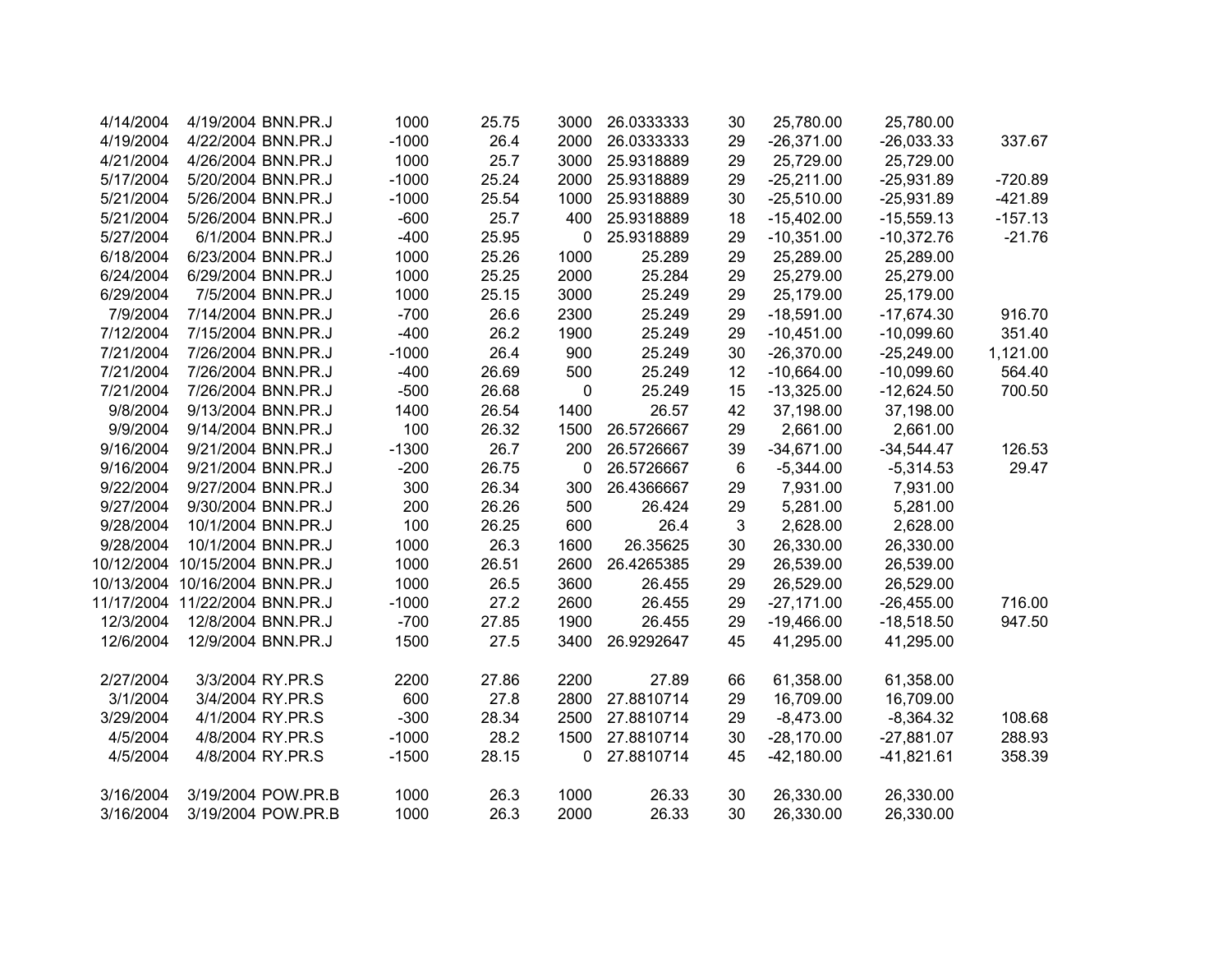| | | | | | | | | | | |
|---|---|---|---|---|---|---|---|---|---|---|
| 4/14/2004 | 4/19/2004 | BNN.PR.J | 1000 | 25.75 | 3000 | 26.0333333 | 30 | 25,780.00 | 25,780.00 | |
| 4/19/2004 | 4/22/2004 | BNN.PR.J | -1000 | 26.4 | 2000 | 26.0333333 | 29 | -26,371.00 | -26,033.33 | 337.67 |
| 4/21/2004 | 4/26/2004 | BNN.PR.J | 1000 | 25.7 | 3000 | 25.9318889 | 29 | 25,729.00 | 25,729.00 | |
| 5/17/2004 | 5/20/2004 | BNN.PR.J | -1000 | 25.24 | 2000 | 25.9318889 | 29 | -25,211.00 | -25,931.89 | -720.89 |
| 5/21/2004 | 5/26/2004 | BNN.PR.J | -1000 | 25.54 | 1000 | 25.9318889 | 30 | -25,510.00 | -25,931.89 | -421.89 |
| 5/21/2004 | 5/26/2004 | BNN.PR.J | -600 | 25.7 | 400 | 25.9318889 | 18 | -15,402.00 | -15,559.13 | -157.13 |
| 5/27/2004 | 6/1/2004 | BNN.PR.J | -400 | 25.95 | 0 | 25.9318889 | 29 | -10,351.00 | -10,372.76 | -21.76 |
| 6/18/2004 | 6/23/2004 | BNN.PR.J | 1000 | 25.26 | 1000 | 25.289 | 29 | 25,289.00 | 25,289.00 | |
| 6/24/2004 | 6/29/2004 | BNN.PR.J | 1000 | 25.25 | 2000 | 25.284 | 29 | 25,279.00 | 25,279.00 | |
| 6/29/2004 | 7/5/2004 | BNN.PR.J | 1000 | 25.15 | 3000 | 25.249 | 29 | 25,179.00 | 25,179.00 | |
| 7/9/2004 | 7/14/2004 | BNN.PR.J | -700 | 26.6 | 2300 | 25.249 | 29 | -18,591.00 | -17,674.30 | 916.70 |
| 7/12/2004 | 7/15/2004 | BNN.PR.J | -400 | 26.2 | 1900 | 25.249 | 29 | -10,451.00 | -10,099.60 | 351.40 |
| 7/21/2004 | 7/26/2004 | BNN.PR.J | -1000 | 26.4 | 900 | 25.249 | 30 | -26,370.00 | -25,249.00 | 1,121.00 |
| 7/21/2004 | 7/26/2004 | BNN.PR.J | -400 | 26.69 | 500 | 25.249 | 12 | -10,664.00 | -10,099.60 | 564.40 |
| 7/21/2004 | 7/26/2004 | BNN.PR.J | -500 | 26.68 | 0 | 25.249 | 15 | -13,325.00 | -12,624.50 | 700.50 |
| 9/8/2004 | 9/13/2004 | BNN.PR.J | 1400 | 26.54 | 1400 | 26.57 | 42 | 37,198.00 | 37,198.00 | |
| 9/9/2004 | 9/14/2004 | BNN.PR.J | 100 | 26.32 | 1500 | 26.5726667 | 29 | 2,661.00 | 2,661.00 | |
| 9/16/2004 | 9/21/2004 | BNN.PR.J | -1300 | 26.7 | 200 | 26.5726667 | 39 | -34,671.00 | -34,544.47 | 126.53 |
| 9/16/2004 | 9/21/2004 | BNN.PR.J | -200 | 26.75 | 0 | 26.5726667 | 6 | -5,344.00 | -5,314.53 | 29.47 |
| 9/22/2004 | 9/27/2004 | BNN.PR.J | 300 | 26.34 | 300 | 26.4366667 | 29 | 7,931.00 | 7,931.00 | |
| 9/27/2004 | 9/30/2004 | BNN.PR.J | 200 | 26.26 | 500 | 26.424 | 29 | 5,281.00 | 5,281.00 | |
| 9/28/2004 | 10/1/2004 | BNN.PR.J | 100 | 26.25 | 600 | 26.4 | 3 | 2,628.00 | 2,628.00 | |
| 9/28/2004 | 10/1/2004 | BNN.PR.J | 1000 | 26.3 | 1600 | 26.35625 | 30 | 26,330.00 | 26,330.00 | |
| 10/12/2004 | 10/15/2004 | BNN.PR.J | 1000 | 26.51 | 2600 | 26.4265385 | 29 | 26,539.00 | 26,539.00 | |
| 10/13/2004 | 10/16/2004 | BNN.PR.J | 1000 | 26.5 | 3600 | 26.455 | 29 | 26,529.00 | 26,529.00 | |
| 11/17/2004 | 11/22/2004 | BNN.PR.J | -1000 | 27.2 | 2600 | 26.455 | 29 | -27,171.00 | -26,455.00 | 716.00 |
| 12/3/2004 | 12/8/2004 | BNN.PR.J | -700 | 27.85 | 1900 | 26.455 | 29 | -19,466.00 | -18,518.50 | 947.50 |
| 12/6/2004 | 12/9/2004 | BNN.PR.J | 1500 | 27.5 | 3400 | 26.9292647 | 45 | 41,295.00 | 41,295.00 | |
| | | | | | | | | | | |
| 2/27/2004 | 3/3/2004 | RY.PR.S | 2200 | 27.86 | 2200 | 27.89 | 66 | 61,358.00 | 61,358.00 | |
| 3/1/2004 | 3/4/2004 | RY.PR.S | 600 | 27.8 | 2800 | 27.8810714 | 29 | 16,709.00 | 16,709.00 | |
| 3/29/2004 | 4/1/2004 | RY.PR.S | -300 | 28.34 | 2500 | 27.8810714 | 29 | -8,473.00 | -8,364.32 | 108.68 |
| 4/5/2004 | 4/8/2004 | RY.PR.S | -1000 | 28.2 | 1500 | 27.8810714 | 30 | -28,170.00 | -27,881.07 | 288.93 |
| 4/5/2004 | 4/8/2004 | RY.PR.S | -1500 | 28.15 | 0 | 27.8810714 | 45 | -42,180.00 | -41,821.61 | 358.39 |
| | | | | | | | | | | |
| 3/16/2004 | 3/19/2004 | POW.PR.B | 1000 | 26.3 | 1000 | 26.33 | 30 | 26,330.00 | 26,330.00 | |
| 3/16/2004 | 3/19/2004 | POW.PR.B | 1000 | 26.3 | 2000 | 26.33 | 30 | 26,330.00 | 26,330.00 | |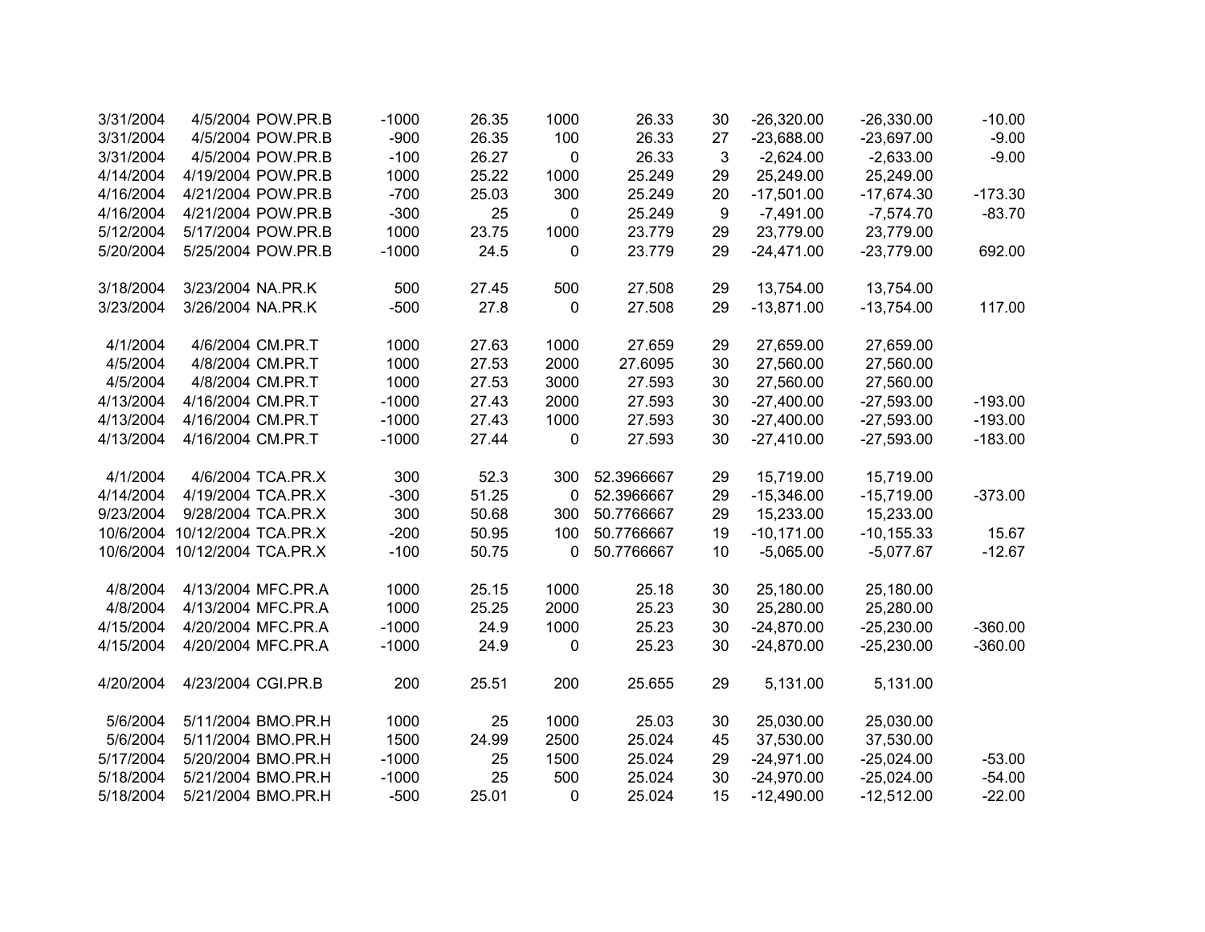| | | | | | | | | | | |
|---|---|---|---|---|---|---|---|---|---|---|
| 3/31/2004 | 4/5/2004 | POW.PR.B | -1000 | 26.35 | 1000 | 26.33 | 30 | -26,320.00 | -26,330.00 | -10.00 |
| 3/31/2004 | 4/5/2004 | POW.PR.B | -900 | 26.35 | 100 | 26.33 | 27 | -23,688.00 | -23,697.00 | -9.00 |
| 3/31/2004 | 4/5/2004 | POW.PR.B | -100 | 26.27 | 0 | 26.33 | 3 | -2,624.00 | -2,633.00 | -9.00 |
| 4/14/2004 | 4/19/2004 | POW.PR.B | 1000 | 25.22 | 1000 | 25.249 | 29 | 25,249.00 | 25,249.00 | |
| 4/16/2004 | 4/21/2004 | POW.PR.B | -700 | 25.03 | 300 | 25.249 | 20 | -17,501.00 | -17,674.30 | -173.30 |
| 4/16/2004 | 4/21/2004 | POW.PR.B | -300 | 25 | 0 | 25.249 | 9 | -7,491.00 | -7,574.70 | -83.70 |
| 5/12/2004 | 5/17/2004 | POW.PR.B | 1000 | 23.75 | 1000 | 23.779 | 29 | 23,779.00 | 23,779.00 | |
| 5/20/2004 | 5/25/2004 | POW.PR.B | -1000 | 24.5 | 0 | 23.779 | 29 | -24,471.00 | -23,779.00 | 692.00 |
| | | | | | | | | | | |
| 3/18/2004 | 3/23/2004 | NA.PR.K | 500 | 27.45 | 500 | 27.508 | 29 | 13,754.00 | 13,754.00 | |
| 3/23/2004 | 3/26/2004 | NA.PR.K | -500 | 27.8 | 0 | 27.508 | 29 | -13,871.00 | -13,754.00 | 117.00 |
| | | | | | | | | | | |
| 4/1/2004 | 4/6/2004 | CM.PR.T | 1000 | 27.63 | 1000 | 27.659 | 29 | 27,659.00 | 27,659.00 | |
| 4/5/2004 | 4/8/2004 | CM.PR.T | 1000 | 27.53 | 2000 | 27.6095 | 30 | 27,560.00 | 27,560.00 | |
| 4/5/2004 | 4/8/2004 | CM.PR.T | 1000 | 27.53 | 3000 | 27.593 | 30 | 27,560.00 | 27,560.00 | |
| 4/13/2004 | 4/16/2004 | CM.PR.T | -1000 | 27.43 | 2000 | 27.593 | 30 | -27,400.00 | -27,593.00 | -193.00 |
| 4/13/2004 | 4/16/2004 | CM.PR.T | -1000 | 27.43 | 1000 | 27.593 | 30 | -27,400.00 | -27,593.00 | -193.00 |
| 4/13/2004 | 4/16/2004 | CM.PR.T | -1000 | 27.44 | 0 | 27.593 | 30 | -27,410.00 | -27,593.00 | -183.00 |
| | | | | | | | | | | |
| 4/1/2004 | 4/6/2004 | TCA.PR.X | 300 | 52.3 | 300 | 52.3966667 | 29 | 15,719.00 | 15,719.00 | |
| 4/14/2004 | 4/19/2004 | TCA.PR.X | -300 | 51.25 | 0 | 52.3966667 | 29 | -15,346.00 | -15,719.00 | -373.00 |
| 9/23/2004 | 9/28/2004 | TCA.PR.X | 300 | 50.68 | 300 | 50.7766667 | 29 | 15,233.00 | 15,233.00 | |
| 10/6/2004 | 10/12/2004 | TCA.PR.X | -200 | 50.95 | 100 | 50.7766667 | 19 | -10,171.00 | -10,155.33 | 15.67 |
| 10/6/2004 | 10/12/2004 | TCA.PR.X | -100 | 50.75 | 0 | 50.7766667 | 10 | -5,065.00 | -5,077.67 | -12.67 |
| | | | | | | | | | | |
| 4/8/2004 | 4/13/2004 | MFC.PR.A | 1000 | 25.15 | 1000 | 25.18 | 30 | 25,180.00 | 25,180.00 | |
| 4/8/2004 | 4/13/2004 | MFC.PR.A | 1000 | 25.25 | 2000 | 25.23 | 30 | 25,280.00 | 25,280.00 | |
| 4/15/2004 | 4/20/2004 | MFC.PR.A | -1000 | 24.9 | 1000 | 25.23 | 30 | -24,870.00 | -25,230.00 | -360.00 |
| 4/15/2004 | 4/20/2004 | MFC.PR.A | -1000 | 24.9 | 0 | 25.23 | 30 | -24,870.00 | -25,230.00 | -360.00 |
| | | | | | | | | | | |
| 4/20/2004 | 4/23/2004 | CGI.PR.B | 200 | 25.51 | 200 | 25.655 | 29 | 5,131.00 | 5,131.00 | |
| | | | | | | | | | | |
| 5/6/2004 | 5/11/2004 | BMO.PR.H | 1000 | 25 | 1000 | 25.03 | 30 | 25,030.00 | 25,030.00 | |
| 5/6/2004 | 5/11/2004 | BMO.PR.H | 1500 | 24.99 | 2500 | 25.024 | 45 | 37,530.00 | 37,530.00 | |
| 5/17/2004 | 5/20/2004 | BMO.PR.H | -1000 | 25 | 1500 | 25.024 | 29 | -24,971.00 | -25,024.00 | -53.00 |
| 5/18/2004 | 5/21/2004 | BMO.PR.H | -1000 | 25 | 500 | 25.024 | 30 | -24,970.00 | -25,024.00 | -54.00 |
| 5/18/2004 | 5/21/2004 | BMO.PR.H | -500 | 25.01 | 0 | 25.024 | 15 | -12,490.00 | -12,512.00 | -22.00 |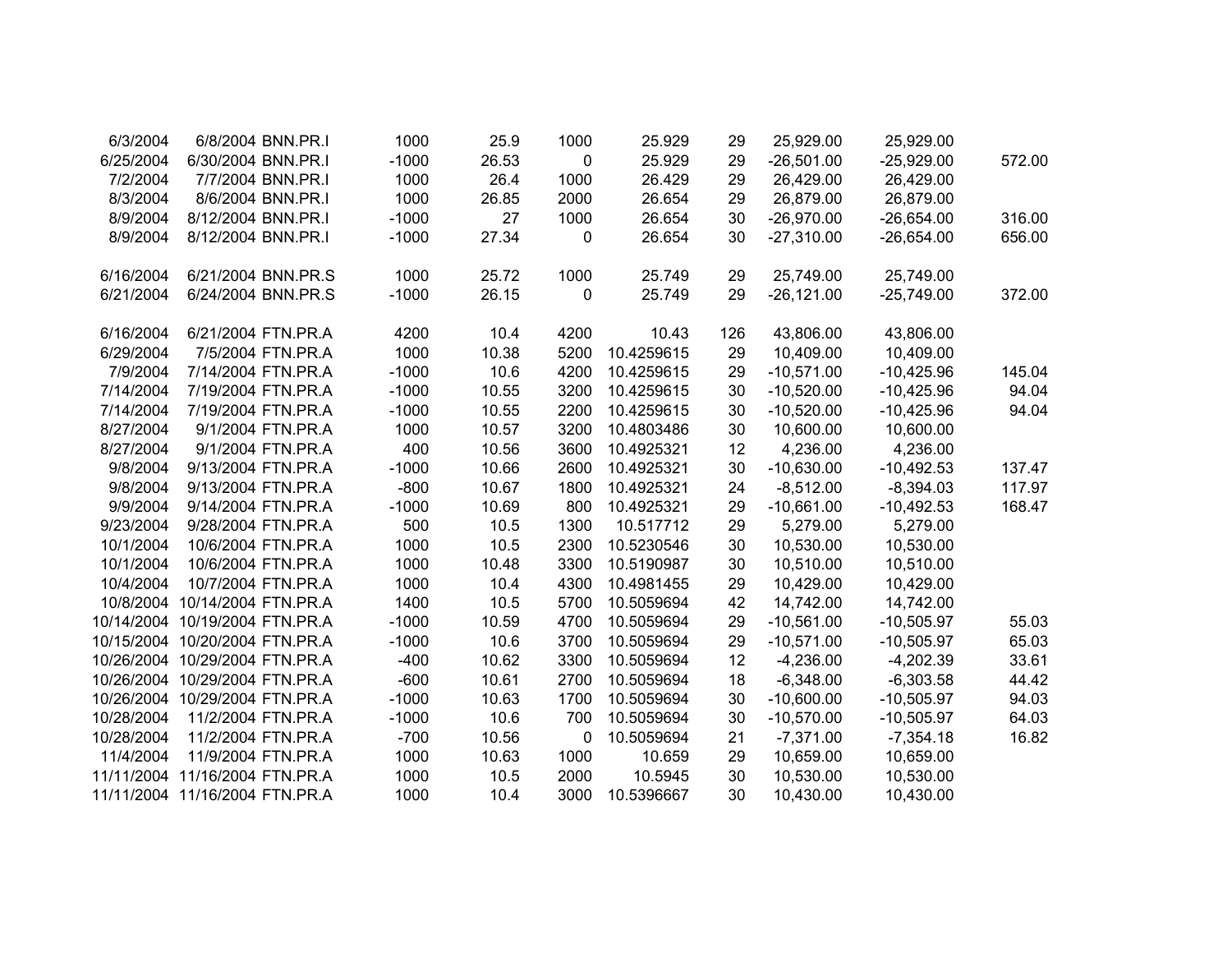| | | | | | | | | | | |
|---|---|---|---|---|---|---|---|---|---|---|
| 6/3/2004 | 6/8/2004 | BNN.PR.I | 1000 | 25.9 | 1000 | 25.929 | 29 | 25,929.00 | 25,929.00 | |
| 6/25/2004 | 6/30/2004 | BNN.PR.I | -1000 | 26.53 | 0 | 25.929 | 29 | -26,501.00 | -25,929.00 | 572.00 |
| 7/2/2004 | 7/7/2004 | BNN.PR.I | 1000 | 26.4 | 1000 | 26.429 | 29 | 26,429.00 | 26,429.00 | |
| 8/3/2004 | 8/6/2004 | BNN.PR.I | 1000 | 26.85 | 2000 | 26.654 | 29 | 26,879.00 | 26,879.00 | |
| 8/9/2004 | 8/12/2004 | BNN.PR.I | -1000 | 27 | 1000 | 26.654 | 30 | -26,970.00 | -26,654.00 | 316.00 |
| 8/9/2004 | 8/12/2004 | BNN.PR.I | -1000 | 27.34 | 0 | 26.654 | 30 | -27,310.00 | -26,654.00 | 656.00 |
| | | | | | | | | | | |
| 6/16/2004 | 6/21/2004 | BNN.PR.S | 1000 | 25.72 | 1000 | 25.749 | 29 | 25,749.00 | 25,749.00 | |
| 6/21/2004 | 6/24/2004 | BNN.PR.S | -1000 | 26.15 | 0 | 25.749 | 29 | -26,121.00 | -25,749.00 | 372.00 |
| | | | | | | | | | | |
| 6/16/2004 | 6/21/2004 | FTN.PR.A | 4200 | 10.4 | 4200 | 10.43 | 126 | 43,806.00 | 43,806.00 | |
| 6/29/2004 | 7/5/2004 | FTN.PR.A | 1000 | 10.38 | 5200 | 10.4259615 | 29 | 10,409.00 | 10,409.00 | |
| 7/9/2004 | 7/14/2004 | FTN.PR.A | -1000 | 10.6 | 4200 | 10.4259615 | 29 | -10,571.00 | -10,425.96 | 145.04 |
| 7/14/2004 | 7/19/2004 | FTN.PR.A | -1000 | 10.55 | 3200 | 10.4259615 | 30 | -10,520.00 | -10,425.96 | 94.04 |
| 7/14/2004 | 7/19/2004 | FTN.PR.A | -1000 | 10.55 | 2200 | 10.4259615 | 30 | -10,520.00 | -10,425.96 | 94.04 |
| 8/27/2004 | 9/1/2004 | FTN.PR.A | 1000 | 10.57 | 3200 | 10.4803486 | 30 | 10,600.00 | 10,600.00 | |
| 8/27/2004 | 9/1/2004 | FTN.PR.A | 400 | 10.56 | 3600 | 10.4925321 | 12 | 4,236.00 | 4,236.00 | |
| 9/8/2004 | 9/13/2004 | FTN.PR.A | -1000 | 10.66 | 2600 | 10.4925321 | 30 | -10,630.00 | -10,492.53 | 137.47 |
| 9/8/2004 | 9/13/2004 | FTN.PR.A | -800 | 10.67 | 1800 | 10.4925321 | 24 | -8,512.00 | -8,394.03 | 117.97 |
| 9/9/2004 | 9/14/2004 | FTN.PR.A | -1000 | 10.69 | 800 | 10.4925321 | 29 | -10,661.00 | -10,492.53 | 168.47 |
| 9/23/2004 | 9/28/2004 | FTN.PR.A | 500 | 10.5 | 1300 | 10.517712 | 29 | 5,279.00 | 5,279.00 | |
| 10/1/2004 | 10/6/2004 | FTN.PR.A | 1000 | 10.5 | 2300 | 10.5230546 | 30 | 10,530.00 | 10,530.00 | |
| 10/1/2004 | 10/6/2004 | FTN.PR.A | 1000 | 10.48 | 3300 | 10.5190987 | 30 | 10,510.00 | 10,510.00 | |
| 10/4/2004 | 10/7/2004 | FTN.PR.A | 1000 | 10.4 | 4300 | 10.4981455 | 29 | 10,429.00 | 10,429.00 | |
| 10/8/2004 | 10/14/2004 | FTN.PR.A | 1400 | 10.5 | 5700 | 10.5059694 | 42 | 14,742.00 | 14,742.00 | |
| 10/14/2004 | 10/19/2004 | FTN.PR.A | -1000 | 10.59 | 4700 | 10.5059694 | 29 | -10,561.00 | -10,505.97 | 55.03 |
| 10/15/2004 | 10/20/2004 | FTN.PR.A | -1000 | 10.6 | 3700 | 10.5059694 | 29 | -10,571.00 | -10,505.97 | 65.03 |
| 10/26/2004 | 10/29/2004 | FTN.PR.A | -400 | 10.62 | 3300 | 10.5059694 | 12 | -4,236.00 | -4,202.39 | 33.61 |
| 10/26/2004 | 10/29/2004 | FTN.PR.A | -600 | 10.61 | 2700 | 10.5059694 | 18 | -6,348.00 | -6,303.58 | 44.42 |
| 10/26/2004 | 10/29/2004 | FTN.PR.A | -1000 | 10.63 | 1700 | 10.5059694 | 30 | -10,600.00 | -10,505.97 | 94.03 |
| 10/28/2004 | 11/2/2004 | FTN.PR.A | -1000 | 10.6 | 700 | 10.5059694 | 30 | -10,570.00 | -10,505.97 | 64.03 |
| 10/28/2004 | 11/2/2004 | FTN.PR.A | -700 | 10.56 | 0 | 10.5059694 | 21 | -7,371.00 | -7,354.18 | 16.82 |
| 11/4/2004 | 11/9/2004 | FTN.PR.A | 1000 | 10.63 | 1000 | 10.659 | 29 | 10,659.00 | 10,659.00 | |
| 11/11/2004 | 11/16/2004 | FTN.PR.A | 1000 | 10.5 | 2000 | 10.5945 | 30 | 10,530.00 | 10,530.00 | |
| 11/11/2004 | 11/16/2004 | FTN.PR.A | 1000 | 10.4 | 3000 | 10.5396667 | 30 | 10,430.00 | 10,430.00 | |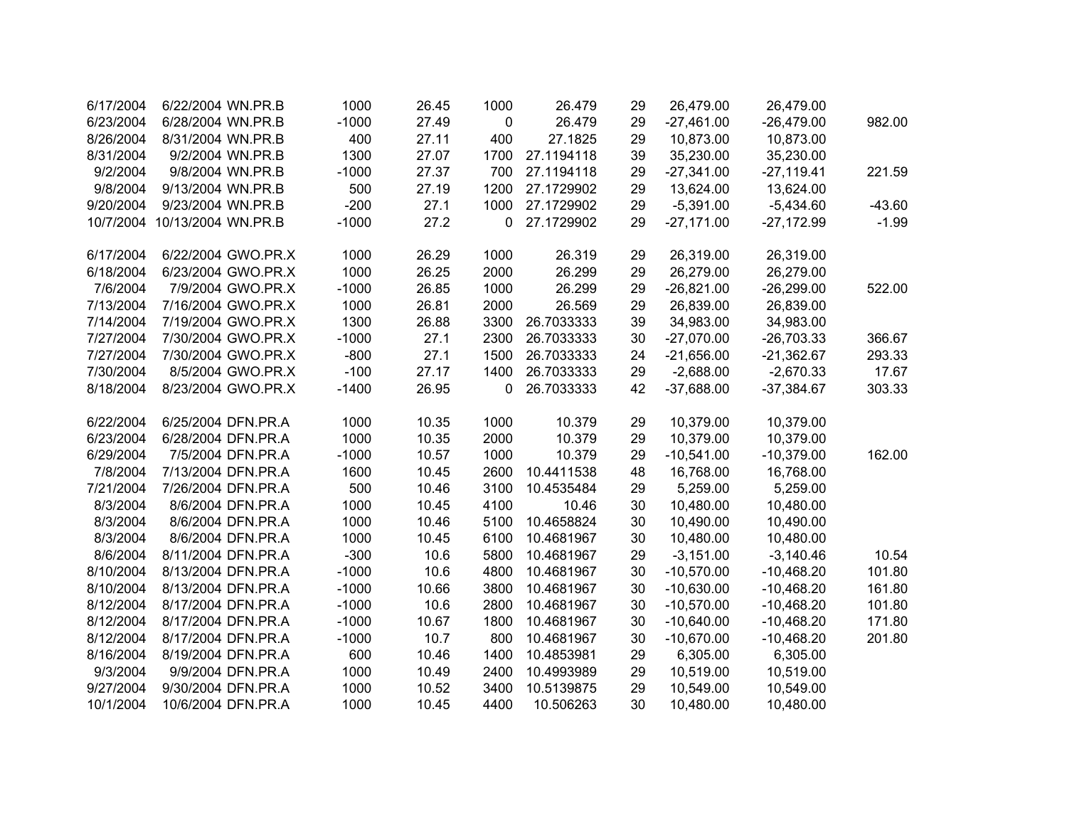| | | | | | | | | | | |
|---|---|---|---|---|---|---|---|---|---|---|
| 6/17/2004 | 6/22/2004 | WN.PR.B | 1000 | 26.45 | 1000 | 26.479 | 29 | 26,479.00 | 26,479.00 | |
| 6/23/2004 | 6/28/2004 | WN.PR.B | -1000 | 27.49 | 0 | 26.479 | 29 | -27,461.00 | -26,479.00 | 982.00 |
| 8/26/2004 | 8/31/2004 | WN.PR.B | 400 | 27.11 | 400 | 27.1825 | 29 | 10,873.00 | 10,873.00 | |
| 8/31/2004 | 9/2/2004 | WN.PR.B | 1300 | 27.07 | 1700 | 27.1194118 | 39 | 35,230.00 | 35,230.00 | |
| 9/2/2004 | 9/8/2004 | WN.PR.B | -1000 | 27.37 | 700 | 27.1194118 | 29 | -27,341.00 | -27,119.41 | 221.59 |
| 9/8/2004 | 9/13/2004 | WN.PR.B | 500 | 27.19 | 1200 | 27.1729902 | 29 | 13,624.00 | 13,624.00 | |
| 9/20/2004 | 9/23/2004 | WN.PR.B | -200 | 27.1 | 1000 | 27.1729902 | 29 | -5,391.00 | -5,434.60 | -43.60 |
| 10/7/2004 | 10/13/2004 | WN.PR.B | -1000 | 27.2 | 0 | 27.1729902 | 29 | -27,171.00 | -27,172.99 | -1.99 |
| | | | | | | | | | | |
| 6/17/2004 | 6/22/2004 | GWO.PR.X | 1000 | 26.29 | 1000 | 26.319 | 29 | 26,319.00 | 26,319.00 | |
| 6/18/2004 | 6/23/2004 | GWO.PR.X | 1000 | 26.25 | 2000 | 26.299 | 29 | 26,279.00 | 26,279.00 | |
| 7/6/2004 | 7/9/2004 | GWO.PR.X | -1000 | 26.85 | 1000 | 26.299 | 29 | -26,821.00 | -26,299.00 | 522.00 |
| 7/13/2004 | 7/16/2004 | GWO.PR.X | 1000 | 26.81 | 2000 | 26.569 | 29 | 26,839.00 | 26,839.00 | |
| 7/14/2004 | 7/19/2004 | GWO.PR.X | 1300 | 26.88 | 3300 | 26.7033333 | 39 | 34,983.00 | 34,983.00 | |
| 7/27/2004 | 7/30/2004 | GWO.PR.X | -1000 | 27.1 | 2300 | 26.7033333 | 30 | -27,070.00 | -26,703.33 | 366.67 |
| 7/27/2004 | 7/30/2004 | GWO.PR.X | -800 | 27.1 | 1500 | 26.7033333 | 24 | -21,656.00 | -21,362.67 | 293.33 |
| 7/30/2004 | 8/5/2004 | GWO.PR.X | -100 | 27.17 | 1400 | 26.7033333 | 29 | -2,688.00 | -2,670.33 | 17.67 |
| 8/18/2004 | 8/23/2004 | GWO.PR.X | -1400 | 26.95 | 0 | 26.7033333 | 42 | -37,688.00 | -37,384.67 | 303.33 |
| | | | | | | | | | | |
| 6/22/2004 | 6/25/2004 | DFN.PR.A | 1000 | 10.35 | 1000 | 10.379 | 29 | 10,379.00 | 10,379.00 | |
| 6/23/2004 | 6/28/2004 | DFN.PR.A | 1000 | 10.35 | 2000 | 10.379 | 29 | 10,379.00 | 10,379.00 | |
| 6/29/2004 | 7/5/2004 | DFN.PR.A | -1000 | 10.57 | 1000 | 10.379 | 29 | -10,541.00 | -10,379.00 | 162.00 |
| 7/8/2004 | 7/13/2004 | DFN.PR.A | 1600 | 10.45 | 2600 | 10.4411538 | 48 | 16,768.00 | 16,768.00 | |
| 7/21/2004 | 7/26/2004 | DFN.PR.A | 500 | 10.46 | 3100 | 10.4535484 | 29 | 5,259.00 | 5,259.00 | |
| 8/3/2004 | 8/6/2004 | DFN.PR.A | 1000 | 10.45 | 4100 | 10.46 | 30 | 10,480.00 | 10,480.00 | |
| 8/3/2004 | 8/6/2004 | DFN.PR.A | 1000 | 10.46 | 5100 | 10.4658824 | 30 | 10,490.00 | 10,490.00 | |
| 8/3/2004 | 8/6/2004 | DFN.PR.A | 1000 | 10.45 | 6100 | 10.4681967 | 30 | 10,480.00 | 10,480.00 | |
| 8/6/2004 | 8/11/2004 | DFN.PR.A | -300 | 10.6 | 5800 | 10.4681967 | 29 | -3,151.00 | -3,140.46 | 10.54 |
| 8/10/2004 | 8/13/2004 | DFN.PR.A | -1000 | 10.6 | 4800 | 10.4681967 | 30 | -10,570.00 | -10,468.20 | 101.80 |
| 8/10/2004 | 8/13/2004 | DFN.PR.A | -1000 | 10.66 | 3800 | 10.4681967 | 30 | -10,630.00 | -10,468.20 | 161.80 |
| 8/12/2004 | 8/17/2004 | DFN.PR.A | -1000 | 10.6 | 2800 | 10.4681967 | 30 | -10,570.00 | -10,468.20 | 101.80 |
| 8/12/2004 | 8/17/2004 | DFN.PR.A | -1000 | 10.67 | 1800 | 10.4681967 | 30 | -10,640.00 | -10,468.20 | 171.80 |
| 8/12/2004 | 8/17/2004 | DFN.PR.A | -1000 | 10.7 | 800 | 10.4681967 | 30 | -10,670.00 | -10,468.20 | 201.80 |
| 8/16/2004 | 8/19/2004 | DFN.PR.A | 600 | 10.46 | 1400 | 10.4853981 | 29 | 6,305.00 | 6,305.00 | |
| 9/3/2004 | 9/9/2004 | DFN.PR.A | 1000 | 10.49 | 2400 | 10.4993989 | 29 | 10,519.00 | 10,519.00 | |
| 9/27/2004 | 9/30/2004 | DFN.PR.A | 1000 | 10.52 | 3400 | 10.5139875 | 29 | 10,549.00 | 10,549.00 | |
| 10/1/2004 | 10/6/2004 | DFN.PR.A | 1000 | 10.45 | 4400 | 10.506263 | 30 | 10,480.00 | 10,480.00 | |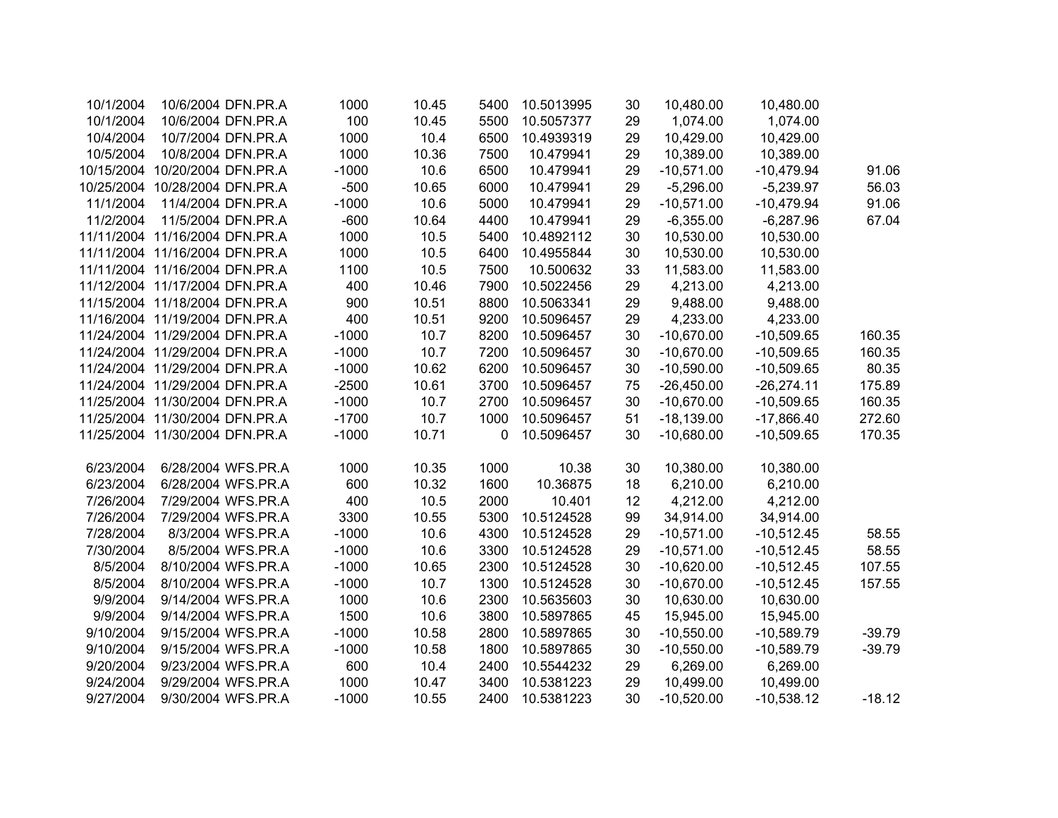|  |  |  |  |  |  |  |  |  |  |  |
|---|---|---|---|---|---|---|---|---|---|---|
| 10/1/2004 | 10/6/2004 | DFN.PR.A | 1000 | 10.45 | 5400 | 10.5013995 | 30 | 10,480.00 | 10,480.00 |  |
| 10/1/2004 | 10/6/2004 | DFN.PR.A | 100 | 10.45 | 5500 | 10.5057377 | 29 | 1,074.00 | 1,074.00 |  |
| 10/4/2004 | 10/7/2004 | DFN.PR.A | 1000 | 10.4 | 6500 | 10.4939319 | 29 | 10,429.00 | 10,429.00 |  |
| 10/5/2004 | 10/8/2004 | DFN.PR.A | 1000 | 10.36 | 7500 | 10.479941 | 29 | 10,389.00 | 10,389.00 |  |
| 10/15/2004 | 10/20/2004 | DFN.PR.A | -1000 | 10.6 | 6500 | 10.479941 | 29 | -10,571.00 | -10,479.94 | 91.06 |
| 10/25/2004 | 10/28/2004 | DFN.PR.A | -500 | 10.65 | 6000 | 10.479941 | 29 | -5,296.00 | -5,239.97 | 56.03 |
| 11/1/2004 | 11/4/2004 | DFN.PR.A | -1000 | 10.6 | 5000 | 10.479941 | 29 | -10,571.00 | -10,479.94 | 91.06 |
| 11/2/2004 | 11/5/2004 | DFN.PR.A | -600 | 10.64 | 4400 | 10.479941 | 29 | -6,355.00 | -6,287.96 | 67.04 |
| 11/11/2004 | 11/16/2004 | DFN.PR.A | 1000 | 10.5 | 5400 | 10.4892112 | 30 | 10,530.00 | 10,530.00 |  |
| 11/11/2004 | 11/16/2004 | DFN.PR.A | 1000 | 10.5 | 6400 | 10.4955844 | 30 | 10,530.00 | 10,530.00 |  |
| 11/11/2004 | 11/16/2004 | DFN.PR.A | 1100 | 10.5 | 7500 | 10.500632 | 33 | 11,583.00 | 11,583.00 |  |
| 11/12/2004 | 11/17/2004 | DFN.PR.A | 400 | 10.46 | 7900 | 10.5022456 | 29 | 4,213.00 | 4,213.00 |  |
| 11/15/2004 | 11/18/2004 | DFN.PR.A | 900 | 10.51 | 8800 | 10.5063341 | 29 | 9,488.00 | 9,488.00 |  |
| 11/16/2004 | 11/19/2004 | DFN.PR.A | 400 | 10.51 | 9200 | 10.5096457 | 29 | 4,233.00 | 4,233.00 |  |
| 11/24/2004 | 11/29/2004 | DFN.PR.A | -1000 | 10.7 | 8200 | 10.5096457 | 30 | -10,670.00 | -10,509.65 | 160.35 |
| 11/24/2004 | 11/29/2004 | DFN.PR.A | -1000 | 10.7 | 7200 | 10.5096457 | 30 | -10,670.00 | -10,509.65 | 160.35 |
| 11/24/2004 | 11/29/2004 | DFN.PR.A | -1000 | 10.62 | 6200 | 10.5096457 | 30 | -10,590.00 | -10,509.65 | 80.35 |
| 11/24/2004 | 11/29/2004 | DFN.PR.A | -2500 | 10.61 | 3700 | 10.5096457 | 75 | -26,450.00 | -26,274.11 | 175.89 |
| 11/25/2004 | 11/30/2004 | DFN.PR.A | -1000 | 10.7 | 2700 | 10.5096457 | 30 | -10,670.00 | -10,509.65 | 160.35 |
| 11/25/2004 | 11/30/2004 | DFN.PR.A | -1700 | 10.7 | 1000 | 10.5096457 | 51 | -18,139.00 | -17,866.40 | 272.60 |
| 11/25/2004 | 11/30/2004 | DFN.PR.A | -1000 | 10.71 | 0 | 10.5096457 | 30 | -10,680.00 | -10,509.65 | 170.35 |
|  |  |  |  |  |  |  |  |  |  |  |
| 6/23/2004 | 6/28/2004 | WFS.PR.A | 1000 | 10.35 | 1000 | 10.38 | 30 | 10,380.00 | 10,380.00 |  |
| 6/23/2004 | 6/28/2004 | WFS.PR.A | 600 | 10.32 | 1600 | 10.36875 | 18 | 6,210.00 | 6,210.00 |  |
| 7/26/2004 | 7/29/2004 | WFS.PR.A | 400 | 10.5 | 2000 | 10.401 | 12 | 4,212.00 | 4,212.00 |  |
| 7/26/2004 | 7/29/2004 | WFS.PR.A | 3300 | 10.55 | 5300 | 10.5124528 | 99 | 34,914.00 | 34,914.00 |  |
| 7/28/2004 | 8/3/2004 | WFS.PR.A | -1000 | 10.6 | 4300 | 10.5124528 | 29 | -10,571.00 | -10,512.45 | 58.55 |
| 7/30/2004 | 8/5/2004 | WFS.PR.A | -1000 | 10.6 | 3300 | 10.5124528 | 29 | -10,571.00 | -10,512.45 | 58.55 |
| 8/5/2004 | 8/10/2004 | WFS.PR.A | -1000 | 10.65 | 2300 | 10.5124528 | 30 | -10,620.00 | -10,512.45 | 107.55 |
| 8/5/2004 | 8/10/2004 | WFS.PR.A | -1000 | 10.7 | 1300 | 10.5124528 | 30 | -10,670.00 | -10,512.45 | 157.55 |
| 9/9/2004 | 9/14/2004 | WFS.PR.A | 1000 | 10.6 | 2300 | 10.5635603 | 30 | 10,630.00 | 10,630.00 |  |
| 9/9/2004 | 9/14/2004 | WFS.PR.A | 1500 | 10.6 | 3800 | 10.5897865 | 45 | 15,945.00 | 15,945.00 |  |
| 9/10/2004 | 9/15/2004 | WFS.PR.A | -1000 | 10.58 | 2800 | 10.5897865 | 30 | -10,550.00 | -10,589.79 | -39.79 |
| 9/10/2004 | 9/15/2004 | WFS.PR.A | -1000 | 10.58 | 1800 | 10.5897865 | 30 | -10,550.00 | -10,589.79 | -39.79 |
| 9/20/2004 | 9/23/2004 | WFS.PR.A | 600 | 10.4 | 2400 | 10.5544232 | 29 | 6,269.00 | 6,269.00 |  |
| 9/24/2004 | 9/29/2004 | WFS.PR.A | 1000 | 10.47 | 3400 | 10.5381223 | 29 | 10,499.00 | 10,499.00 |  |
| 9/27/2004 | 9/30/2004 | WFS.PR.A | -1000 | 10.55 | 2400 | 10.5381223 | 30 | -10,520.00 | -10,538.12 | -18.12 |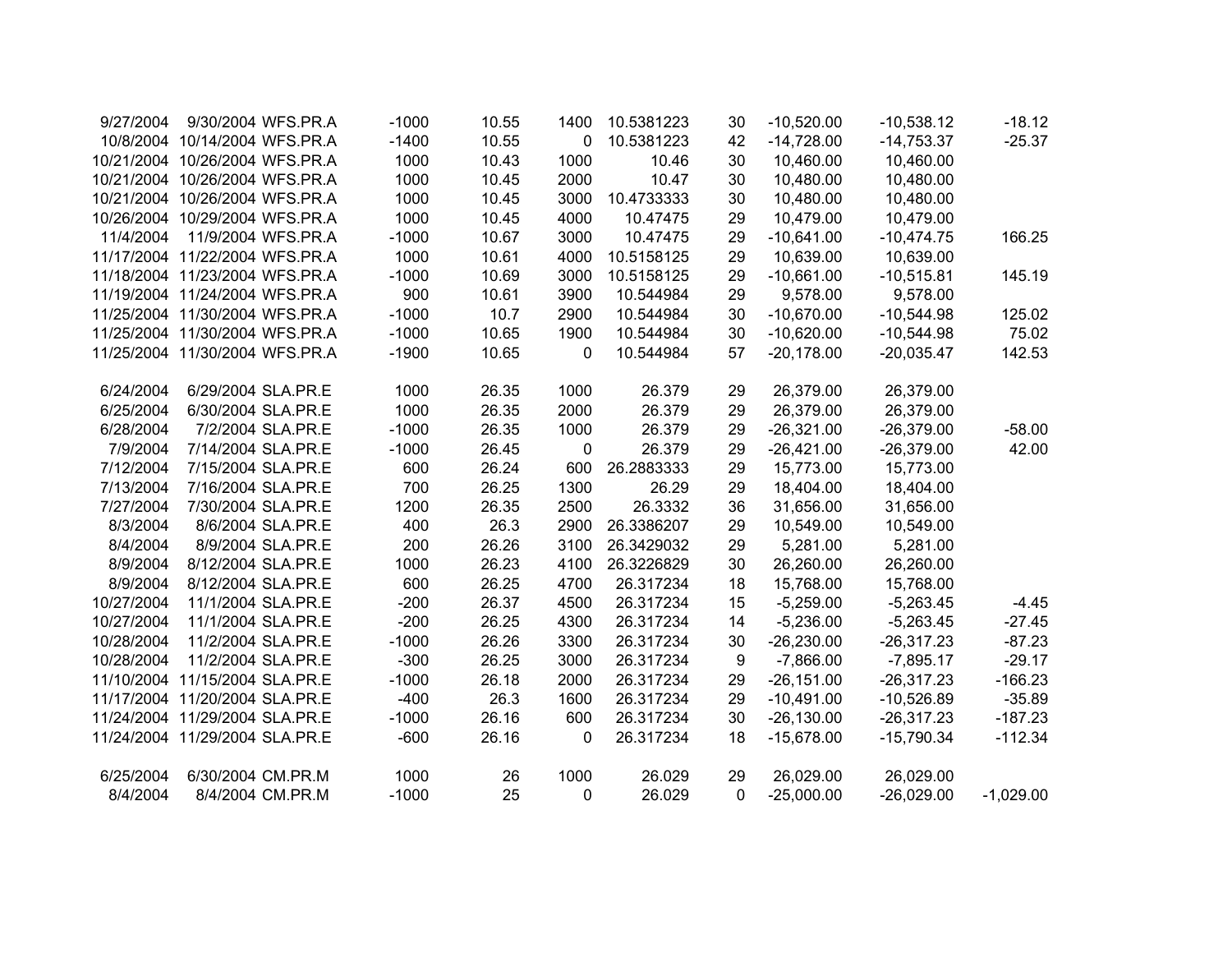| | | | | | | | | | | |
|---|---|---|---|---|---|---|---|---|---|---|
| 9/27/2004 | 9/30/2004 | WFS.PR.A | -1000 | 10.55 | 1400 | 10.5381223 | 30 | -10,520.00 | -10,538.12 | -18.12 |
| 10/8/2004 | 10/14/2004 | WFS.PR.A | -1400 | 10.55 | 0 | 10.5381223 | 42 | -14,728.00 | -14,753.37 | -25.37 |
| 10/21/2004 | 10/26/2004 | WFS.PR.A | 1000 | 10.43 | 1000 | 10.46 | 30 | 10,460.00 | 10,460.00 | |
| 10/21/2004 | 10/26/2004 | WFS.PR.A | 1000 | 10.45 | 2000 | 10.47 | 30 | 10,480.00 | 10,480.00 | |
| 10/21/2004 | 10/26/2004 | WFS.PR.A | 1000 | 10.45 | 3000 | 10.4733333 | 30 | 10,480.00 | 10,480.00 | |
| 10/26/2004 | 10/29/2004 | WFS.PR.A | 1000 | 10.45 | 4000 | 10.47475 | 29 | 10,479.00 | 10,479.00 | |
| 11/4/2004 | 11/9/2004 | WFS.PR.A | -1000 | 10.67 | 3000 | 10.47475 | 29 | -10,641.00 | -10,474.75 | 166.25 |
| 11/17/2004 | 11/22/2004 | WFS.PR.A | 1000 | 10.61 | 4000 | 10.5158125 | 29 | 10,639.00 | 10,639.00 | |
| 11/18/2004 | 11/23/2004 | WFS.PR.A | -1000 | 10.69 | 3000 | 10.5158125 | 29 | -10,661.00 | -10,515.81 | 145.19 |
| 11/19/2004 | 11/24/2004 | WFS.PR.A | 900 | 10.61 | 3900 | 10.544984 | 29 | 9,578.00 | 9,578.00 | |
| 11/25/2004 | 11/30/2004 | WFS.PR.A | -1000 | 10.7 | 2900 | 10.544984 | 30 | -10,670.00 | -10,544.98 | 125.02 |
| 11/25/2004 | 11/30/2004 | WFS.PR.A | -1000 | 10.65 | 1900 | 10.544984 | 30 | -10,620.00 | -10,544.98 | 75.02 |
| 11/25/2004 | 11/30/2004 | WFS.PR.A | -1900 | 10.65 | 0 | 10.544984 | 57 | -20,178.00 | -20,035.47 | 142.53 |
| | | | | | | | | | | |
| 6/24/2004 | 6/29/2004 | SLA.PR.E | 1000 | 26.35 | 1000 | 26.379 | 29 | 26,379.00 | 26,379.00 | |
| 6/25/2004 | 6/30/2004 | SLA.PR.E | 1000 | 26.35 | 2000 | 26.379 | 29 | 26,379.00 | 26,379.00 | |
| 6/28/2004 | 7/2/2004 | SLA.PR.E | -1000 | 26.35 | 1000 | 26.379 | 29 | -26,321.00 | -26,379.00 | -58.00 |
| 7/9/2004 | 7/14/2004 | SLA.PR.E | -1000 | 26.45 | 0 | 26.379 | 29 | -26,421.00 | -26,379.00 | 42.00 |
| 7/12/2004 | 7/15/2004 | SLA.PR.E | 600 | 26.24 | 600 | 26.2883333 | 29 | 15,773.00 | 15,773.00 | |
| 7/13/2004 | 7/16/2004 | SLA.PR.E | 700 | 26.25 | 1300 | 26.29 | 29 | 18,404.00 | 18,404.00 | |
| 7/27/2004 | 7/30/2004 | SLA.PR.E | 1200 | 26.35 | 2500 | 26.3332 | 36 | 31,656.00 | 31,656.00 | |
| 8/3/2004 | 8/6/2004 | SLA.PR.E | 400 | 26.3 | 2900 | 26.3386207 | 29 | 10,549.00 | 10,549.00 | |
| 8/4/2004 | 8/9/2004 | SLA.PR.E | 200 | 26.26 | 3100 | 26.3429032 | 29 | 5,281.00 | 5,281.00 | |
| 8/9/2004 | 8/12/2004 | SLA.PR.E | 1000 | 26.23 | 4100 | 26.3226829 | 30 | 26,260.00 | 26,260.00 | |
| 8/9/2004 | 8/12/2004 | SLA.PR.E | 600 | 26.25 | 4700 | 26.317234 | 18 | 15,768.00 | 15,768.00 | |
| 10/27/2004 | 11/1/2004 | SLA.PR.E | -200 | 26.37 | 4500 | 26.317234 | 15 | -5,259.00 | -5,263.45 | -4.45 |
| 10/27/2004 | 11/1/2004 | SLA.PR.E | -200 | 26.25 | 4300 | 26.317234 | 14 | -5,236.00 | -5,263.45 | -27.45 |
| 10/28/2004 | 11/2/2004 | SLA.PR.E | -1000 | 26.26 | 3300 | 26.317234 | 30 | -26,230.00 | -26,317.23 | -87.23 |
| 10/28/2004 | 11/2/2004 | SLA.PR.E | -300 | 26.25 | 3000 | 26.317234 | 9 | -7,866.00 | -7,895.17 | -29.17 |
| 11/10/2004 | 11/15/2004 | SLA.PR.E | -1000 | 26.18 | 2000 | 26.317234 | 29 | -26,151.00 | -26,317.23 | -166.23 |
| 11/17/2004 | 11/20/2004 | SLA.PR.E | -400 | 26.3 | 1600 | 26.317234 | 29 | -10,491.00 | -10,526.89 | -35.89 |
| 11/24/2004 | 11/29/2004 | SLA.PR.E | -1000 | 26.16 | 600 | 26.317234 | 30 | -26,130.00 | -26,317.23 | -187.23 |
| 11/24/2004 | 11/29/2004 | SLA.PR.E | -600 | 26.16 | 0 | 26.317234 | 18 | -15,678.00 | -15,790.34 | -112.34 |
| | | | | | | | | | | |
| 6/25/2004 | 6/30/2004 | CM.PR.M | 1000 | 26 | 1000 | 26.029 | 29 | 26,029.00 | 26,029.00 | |
| 8/4/2004 | 8/4/2004 | CM.PR.M | -1000 | 25 | 0 | 26.029 | 0 | -25,000.00 | -26,029.00 | -1,029.00 |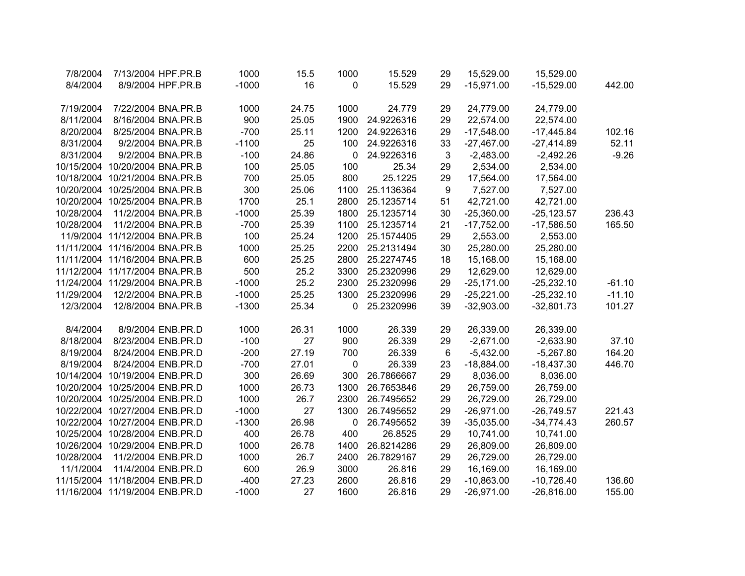|  |  |  |  |  |  |  |  |  |  |  |
|---|---|---|---|---|---|---|---|---|---|---|
| 7/8/2004 | 7/13/2004 | HPF.PR.B | 1000 | 15.5 | 1000 | 15.529 | 29 | 15,529.00 | 15,529.00 |  |
| 8/4/2004 | 8/9/2004 | HPF.PR.B | -1000 | 16 | 0 | 15.529 | 29 | -15,971.00 | -15,529.00 | 442.00 |
|  |  |  |  |  |  |  |  |  |  |  |
| 7/19/2004 | 7/22/2004 | BNA.PR.B | 1000 | 24.75 | 1000 | 24.779 | 29 | 24,779.00 | 24,779.00 |  |
| 8/11/2004 | 8/16/2004 | BNA.PR.B | 900 | 25.05 | 1900 | 24.9226316 | 29 | 22,574.00 | 22,574.00 |  |
| 8/20/2004 | 8/25/2004 | BNA.PR.B | -700 | 25.11 | 1200 | 24.9226316 | 29 | -17,548.00 | -17,445.84 | 102.16 |
| 8/31/2004 | 9/2/2004 | BNA.PR.B | -1100 | 25 | 100 | 24.9226316 | 33 | -27,467.00 | -27,414.89 | 52.11 |
| 8/31/2004 | 9/2/2004 | BNA.PR.B | -100 | 24.86 | 0 | 24.9226316 | 3 | -2,483.00 | -2,492.26 | -9.26 |
| 10/15/2004 | 10/20/2004 | BNA.PR.B | 100 | 25.05 | 100 | 25.34 | 29 | 2,534.00 | 2,534.00 |  |
| 10/18/2004 | 10/21/2004 | BNA.PR.B | 700 | 25.05 | 800 | 25.1225 | 29 | 17,564.00 | 17,564.00 |  |
| 10/20/2004 | 10/25/2004 | BNA.PR.B | 300 | 25.06 | 1100 | 25.1136364 | 9 | 7,527.00 | 7,527.00 |  |
| 10/20/2004 | 10/25/2004 | BNA.PR.B | 1700 | 25.1 | 2800 | 25.1235714 | 51 | 42,721.00 | 42,721.00 |  |
| 10/28/2004 | 11/2/2004 | BNA.PR.B | -1000 | 25.39 | 1800 | 25.1235714 | 30 | -25,360.00 | -25,123.57 | 236.43 |
| 10/28/2004 | 11/2/2004 | BNA.PR.B | -700 | 25.39 | 1100 | 25.1235714 | 21 | -17,752.00 | -17,586.50 | 165.50 |
| 11/9/2004 | 11/12/2004 | BNA.PR.B | 100 | 25.24 | 1200 | 25.1574405 | 29 | 2,553.00 | 2,553.00 |  |
| 11/11/2004 | 11/16/2004 | BNA.PR.B | 1000 | 25.25 | 2200 | 25.2131494 | 30 | 25,280.00 | 25,280.00 |  |
| 11/11/2004 | 11/16/2004 | BNA.PR.B | 600 | 25.25 | 2800 | 25.2274745 | 18 | 15,168.00 | 15,168.00 |  |
| 11/12/2004 | 11/17/2004 | BNA.PR.B | 500 | 25.2 | 3300 | 25.2320996 | 29 | 12,629.00 | 12,629.00 |  |
| 11/24/2004 | 11/29/2004 | BNA.PR.B | -1000 | 25.2 | 2300 | 25.2320996 | 29 | -25,171.00 | -25,232.10 | -61.10 |
| 11/29/2004 | 12/2/2004 | BNA.PR.B | -1000 | 25.25 | 1300 | 25.2320996 | 29 | -25,221.00 | -25,232.10 | -11.10 |
| 12/3/2004 | 12/8/2004 | BNA.PR.B | -1300 | 25.34 | 0 | 25.2320996 | 39 | -32,903.00 | -32,801.73 | 101.27 |
|  |  |  |  |  |  |  |  |  |  |  |
| 8/4/2004 | 8/9/2004 | ENB.PR.D | 1000 | 26.31 | 1000 | 26.339 | 29 | 26,339.00 | 26,339.00 |  |
| 8/18/2004 | 8/23/2004 | ENB.PR.D | -100 | 27 | 900 | 26.339 | 29 | -2,671.00 | -2,633.90 | 37.10 |
| 8/19/2004 | 8/24/2004 | ENB.PR.D | -200 | 27.19 | 700 | 26.339 | 6 | -5,432.00 | -5,267.80 | 164.20 |
| 8/19/2004 | 8/24/2004 | ENB.PR.D | -700 | 27.01 | 0 | 26.339 | 23 | -18,884.00 | -18,437.30 | 446.70 |
| 10/14/2004 | 10/19/2004 | ENB.PR.D | 300 | 26.69 | 300 | 26.7866667 | 29 | 8,036.00 | 8,036.00 |  |
| 10/20/2004 | 10/25/2004 | ENB.PR.D | 1000 | 26.73 | 1300 | 26.7653846 | 29 | 26,759.00 | 26,759.00 |  |
| 10/20/2004 | 10/25/2004 | ENB.PR.D | 1000 | 26.7 | 2300 | 26.7495652 | 29 | 26,729.00 | 26,729.00 |  |
| 10/22/2004 | 10/27/2004 | ENB.PR.D | -1000 | 27 | 1300 | 26.7495652 | 29 | -26,971.00 | -26,749.57 | 221.43 |
| 10/22/2004 | 10/27/2004 | ENB.PR.D | -1300 | 26.98 | 0 | 26.7495652 | 39 | -35,035.00 | -34,774.43 | 260.57 |
| 10/25/2004 | 10/28/2004 | ENB.PR.D | 400 | 26.78 | 400 | 26.8525 | 29 | 10,741.00 | 10,741.00 |  |
| 10/26/2004 | 10/29/2004 | ENB.PR.D | 1000 | 26.78 | 1400 | 26.8214286 | 29 | 26,809.00 | 26,809.00 |  |
| 10/28/2004 | 11/2/2004 | ENB.PR.D | 1000 | 26.7 | 2400 | 26.7829167 | 29 | 26,729.00 | 26,729.00 |  |
| 11/1/2004 | 11/4/2004 | ENB.PR.D | 600 | 26.9 | 3000 | 26.816 | 29 | 16,169.00 | 16,169.00 |  |
| 11/15/2004 | 11/18/2004 | ENB.PR.D | -400 | 27.23 | 2600 | 26.816 | 29 | -10,863.00 | -10,726.40 | 136.60 |
| 11/16/2004 | 11/19/2004 | ENB.PR.D | -1000 | 27 | 1600 | 26.816 | 29 | -26,971.00 | -26,816.00 | 155.00 |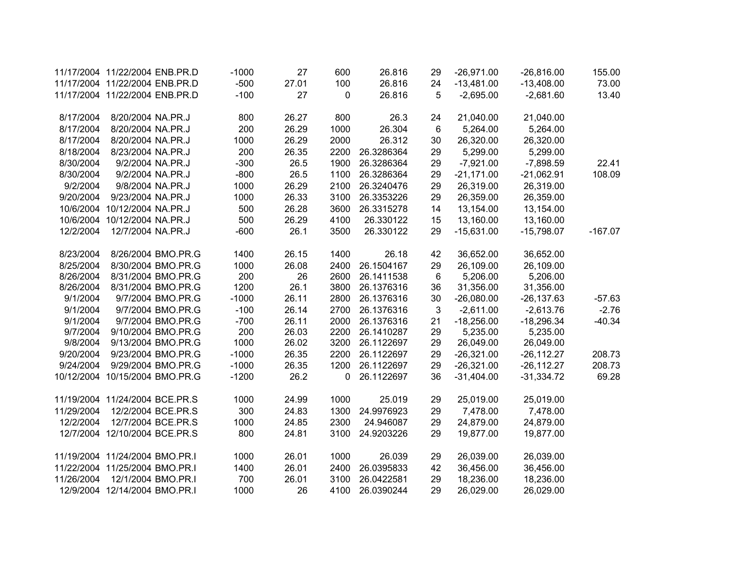| | | | | | | | | | | |
|---|---|---|---|---|---|---|---|---|---|---|
| 11/17/2004 | 11/22/2004 | ENB.PR.D | -1000 | 27 | 600 | 26.816 | 29 | -26,971.00 | -26,816.00 | 155.00 |
| 11/17/2004 | 11/22/2004 | ENB.PR.D | -500 | 27.01 | 100 | 26.816 | 24 | -13,481.00 | -13,408.00 | 73.00 |
| 11/17/2004 | 11/22/2004 | ENB.PR.D | -100 | 27 | 0 | 26.816 | 5 | -2,695.00 | -2,681.60 | 13.40 |
| | | | | | | | | | | |
| 8/17/2004 | 8/20/2004 | NA.PR.J | 800 | 26.27 | 800 | 26.3 | 24 | 21,040.00 | 21,040.00 | |
| 8/17/2004 | 8/20/2004 | NA.PR.J | 200 | 26.29 | 1000 | 26.304 | 6 | 5,264.00 | 5,264.00 | |
| 8/17/2004 | 8/20/2004 | NA.PR.J | 1000 | 26.29 | 2000 | 26.312 | 30 | 26,320.00 | 26,320.00 | |
| 8/18/2004 | 8/23/2004 | NA.PR.J | 200 | 26.35 | 2200 | 26.3286364 | 29 | 5,299.00 | 5,299.00 | |
| 8/30/2004 | 9/2/2004 | NA.PR.J | -300 | 26.5 | 1900 | 26.3286364 | 29 | -7,921.00 | -7,898.59 | 22.41 |
| 8/30/2004 | 9/2/2004 | NA.PR.J | -800 | 26.5 | 1100 | 26.3286364 | 29 | -21,171.00 | -21,062.91 | 108.09 |
| 9/2/2004 | 9/8/2004 | NA.PR.J | 1000 | 26.29 | 2100 | 26.3240476 | 29 | 26,319.00 | 26,319.00 | |
| 9/20/2004 | 9/23/2004 | NA.PR.J | 1000 | 26.33 | 3100 | 26.3353226 | 29 | 26,359.00 | 26,359.00 | |
| 10/6/2004 | 10/12/2004 | NA.PR.J | 500 | 26.28 | 3600 | 26.3315278 | 14 | 13,154.00 | 13,154.00 | |
| 10/6/2004 | 10/12/2004 | NA.PR.J | 500 | 26.29 | 4100 | 26.330122 | 15 | 13,160.00 | 13,160.00 | |
| 12/2/2004 | 12/7/2004 | NA.PR.J | -600 | 26.1 | 3500 | 26.330122 | 29 | -15,631.00 | -15,798.07 | -167.07 |
| | | | | | | | | | | |
| 8/23/2004 | 8/26/2004 | BMO.PR.G | 1400 | 26.15 | 1400 | 26.18 | 42 | 36,652.00 | 36,652.00 | |
| 8/25/2004 | 8/30/2004 | BMO.PR.G | 1000 | 26.08 | 2400 | 26.1504167 | 29 | 26,109.00 | 26,109.00 | |
| 8/26/2004 | 8/31/2004 | BMO.PR.G | 200 | 26 | 2600 | 26.1411538 | 6 | 5,206.00 | 5,206.00 | |
| 8/26/2004 | 8/31/2004 | BMO.PR.G | 1200 | 26.1 | 3800 | 26.1376316 | 36 | 31,356.00 | 31,356.00 | |
| 9/1/2004 | 9/7/2004 | BMO.PR.G | -1000 | 26.11 | 2800 | 26.1376316 | 30 | -26,080.00 | -26,137.63 | -57.63 |
| 9/1/2004 | 9/7/2004 | BMO.PR.G | -100 | 26.14 | 2700 | 26.1376316 | 3 | -2,611.00 | -2,613.76 | -2.76 |
| 9/1/2004 | 9/7/2004 | BMO.PR.G | -700 | 26.11 | 2000 | 26.1376316 | 21 | -18,256.00 | -18,296.34 | -40.34 |
| 9/7/2004 | 9/10/2004 | BMO.PR.G | 200 | 26.03 | 2200 | 26.1410287 | 29 | 5,235.00 | 5,235.00 | |
| 9/8/2004 | 9/13/2004 | BMO.PR.G | 1000 | 26.02 | 3200 | 26.1122697 | 29 | 26,049.00 | 26,049.00 | |
| 9/20/2004 | 9/23/2004 | BMO.PR.G | -1000 | 26.35 | 2200 | 26.1122697 | 29 | -26,321.00 | -26,112.27 | 208.73 |
| 9/24/2004 | 9/29/2004 | BMO.PR.G | -1000 | 26.35 | 1200 | 26.1122697 | 29 | -26,321.00 | -26,112.27 | 208.73 |
| 10/12/2004 | 10/15/2004 | BMO.PR.G | -1200 | 26.2 | 0 | 26.1122697 | 36 | -31,404.00 | -31,334.72 | 69.28 |
| | | | | | | | | | | |
| 11/19/2004 | 11/24/2004 | BCE.PR.S | 1000 | 24.99 | 1000 | 25.019 | 29 | 25,019.00 | 25,019.00 | |
| 11/29/2004 | 12/2/2004 | BCE.PR.S | 300 | 24.83 | 1300 | 24.9976923 | 29 | 7,478.00 | 7,478.00 | |
| 12/2/2004 | 12/7/2004 | BCE.PR.S | 1000 | 24.85 | 2300 | 24.946087 | 29 | 24,879.00 | 24,879.00 | |
| 12/7/2004 | 12/10/2004 | BCE.PR.S | 800 | 24.81 | 3100 | 24.9203226 | 29 | 19,877.00 | 19,877.00 | |
| | | | | | | | | | | |
| 11/19/2004 | 11/24/2004 | BMO.PR.I | 1000 | 26.01 | 1000 | 26.039 | 29 | 26,039.00 | 26,039.00 | |
| 11/22/2004 | 11/25/2004 | BMO.PR.I | 1400 | 26.01 | 2400 | 26.0395833 | 42 | 36,456.00 | 36,456.00 | |
| 11/26/2004 | 12/1/2004 | BMO.PR.I | 700 | 26.01 | 3100 | 26.0422581 | 29 | 18,236.00 | 18,236.00 | |
| 12/9/2004 | 12/14/2004 | BMO.PR.I | 1000 | 26 | 4100 | 26.0390244 | 29 | 26,029.00 | 26,029.00 | |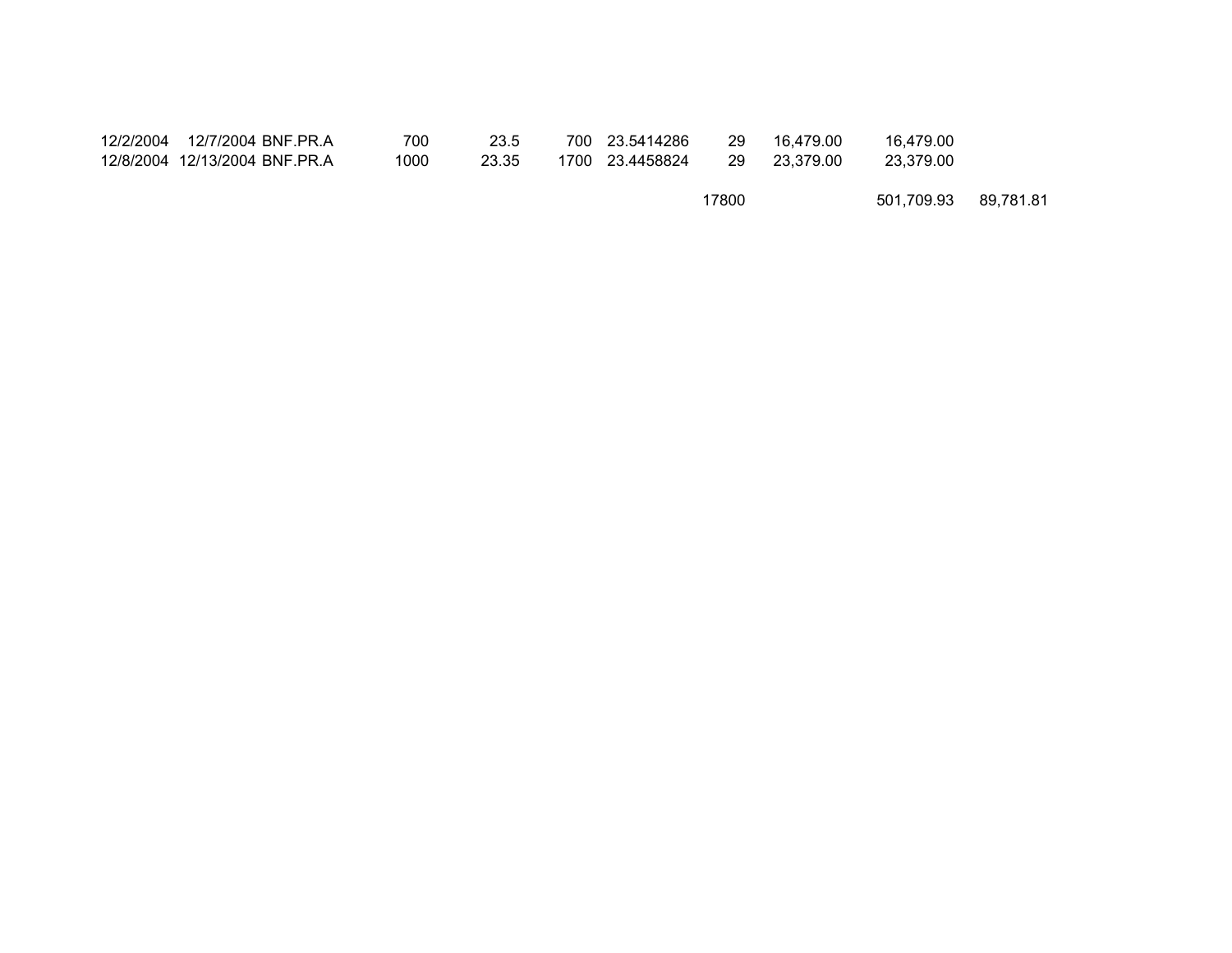| | | | | | | | | | | |
|---|---|---|---|---|---|---|---|---|---|---|
| 12/2/2004 | 12/7/2004 | BNF.PR.A | 700 | 23.5 | 700 | 23.5414286 | 29 | 16,479.00 | 16,479.00 | |
| 12/8/2004 | 12/13/2004 | BNF.PR.A | 1000 | 23.35 | 1700 | 23.4458824 | 29 | 23,379.00 | 23,379.00 | |
| | | | | | | | 17800 | | 501,709.93 | 89,781.81 |